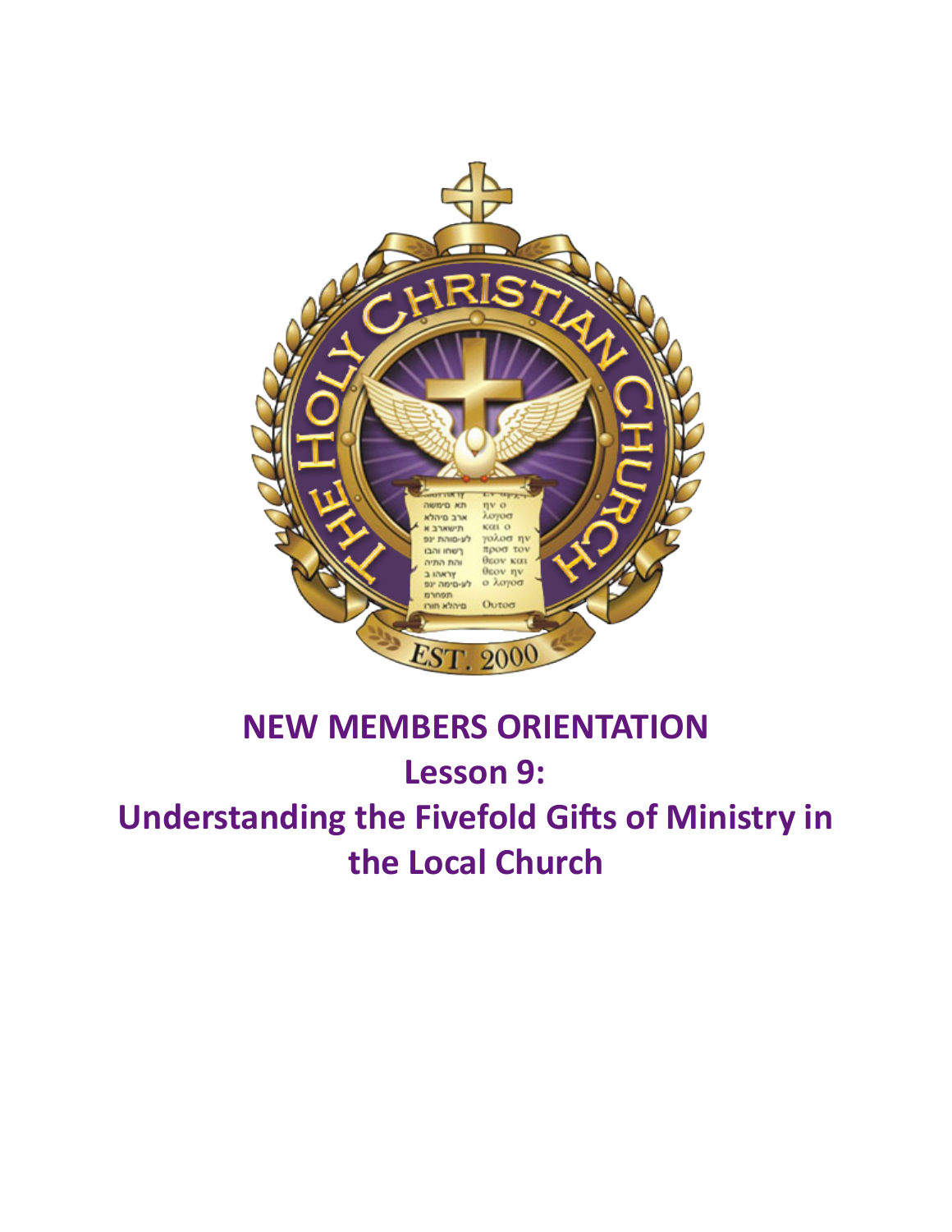# NEW MEMBERS ORIENTATION

## Lesson 9:

## Understanding the Fivefold Gifts of Ministry in the Local Church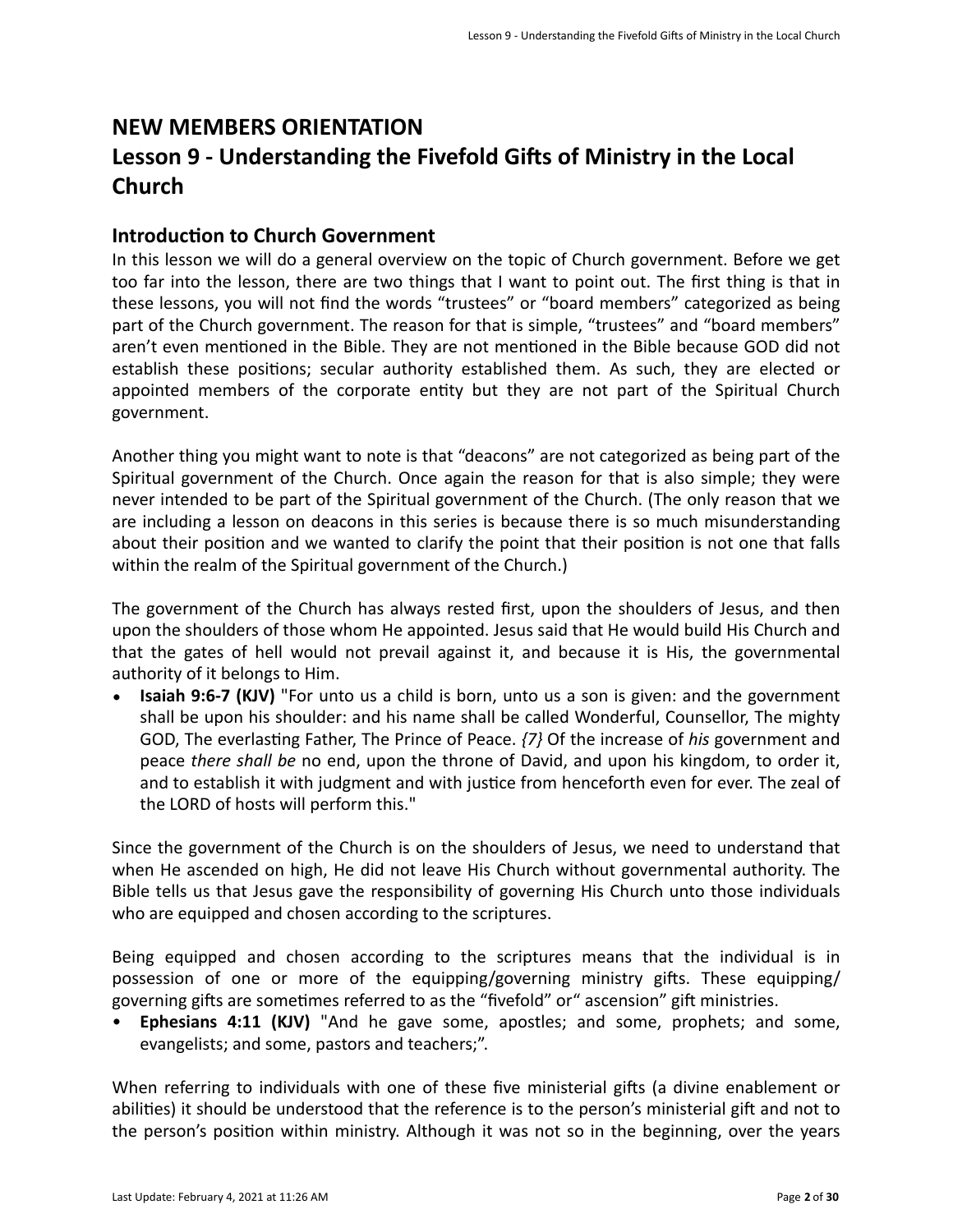# NEW MEMBERS ORIENTATION
# Lesson 9 - Understanding the Fivefold Gifts of Ministry in the Local Church

## Introduction to Church Government

In this lesson we will do a general overview on the topic of Church government. Before we get too far into the lesson, there are two things that I want to point out. The first thing is that in these lessons, you will not find the words “trustees” or “board members” categorized as being part of the Church government. The reason for that is simple, “trustees” and “board members” aren’t even mentioned in the Bible. They are not mentioned in the Bible because GOD did not establish these positions; secular authority established them. As such, they are elected or appointed members of the corporate entity but they are not part of the Spiritual Church government.

Another thing you might want to note is that “deacons” are not categorized as being part of the Spiritual government of the Church. Once again the reason for that is also simple; they were never intended to be part of the Spiritual government of the Church. (The only reason that we are including a lesson on deacons in this series is because there is so much misunderstanding about their position and we wanted to clarify the point that their position is not one that falls within the realm of the Spiritual government of the Church.)

The government of the Church has always rested first, upon the shoulders of Jesus, and then upon the shoulders of those whom He appointed. Jesus said that He would build His Church and that the gates of hell would not prevail against it, and because it is His, the governmental authority of it belongs to Him.

- **Isaiah 9:6-7 (KJV)** "For unto us a child is born, unto us a son is given: and the government shall be upon his shoulder: and his name shall be called Wonderful, Counsellor, The mighty GOD, The everlasting Father, The Prince of Peace. *{7}* Of the increase of *his* government and peace *there shall be* no end, upon the throne of David, and upon his kingdom, to order it, and to establish it with judgment and with justice from henceforth even for ever. The zeal of the LORD of hosts will perform this."

Since the government of the Church is on the shoulders of Jesus, we need to understand that when He ascended on high, He did not leave His Church without governmental authority. The Bible tells us that Jesus gave the responsibility of governing His Church unto those individuals who are equipped and chosen according to the scriptures.

Being equipped and chosen according to the scriptures means that the individual is in possession of one or more of the equipping/governing ministry gifts. These equipping/governing gifts are sometimes referred to as the “fivefold” or“ ascension” gift ministries.

- **Ephesians 4:11 (KJV)** "And he gave some, apostles; and some, prophets; and some, evangelists; and some, pastors and teachers;”.

When referring to individuals with one of these five ministerial gifts (a divine enablement or abilities) it should be understood that the reference is to the person’s ministerial gift and not to the person’s position within ministry. Although it was not so in the beginning, over the years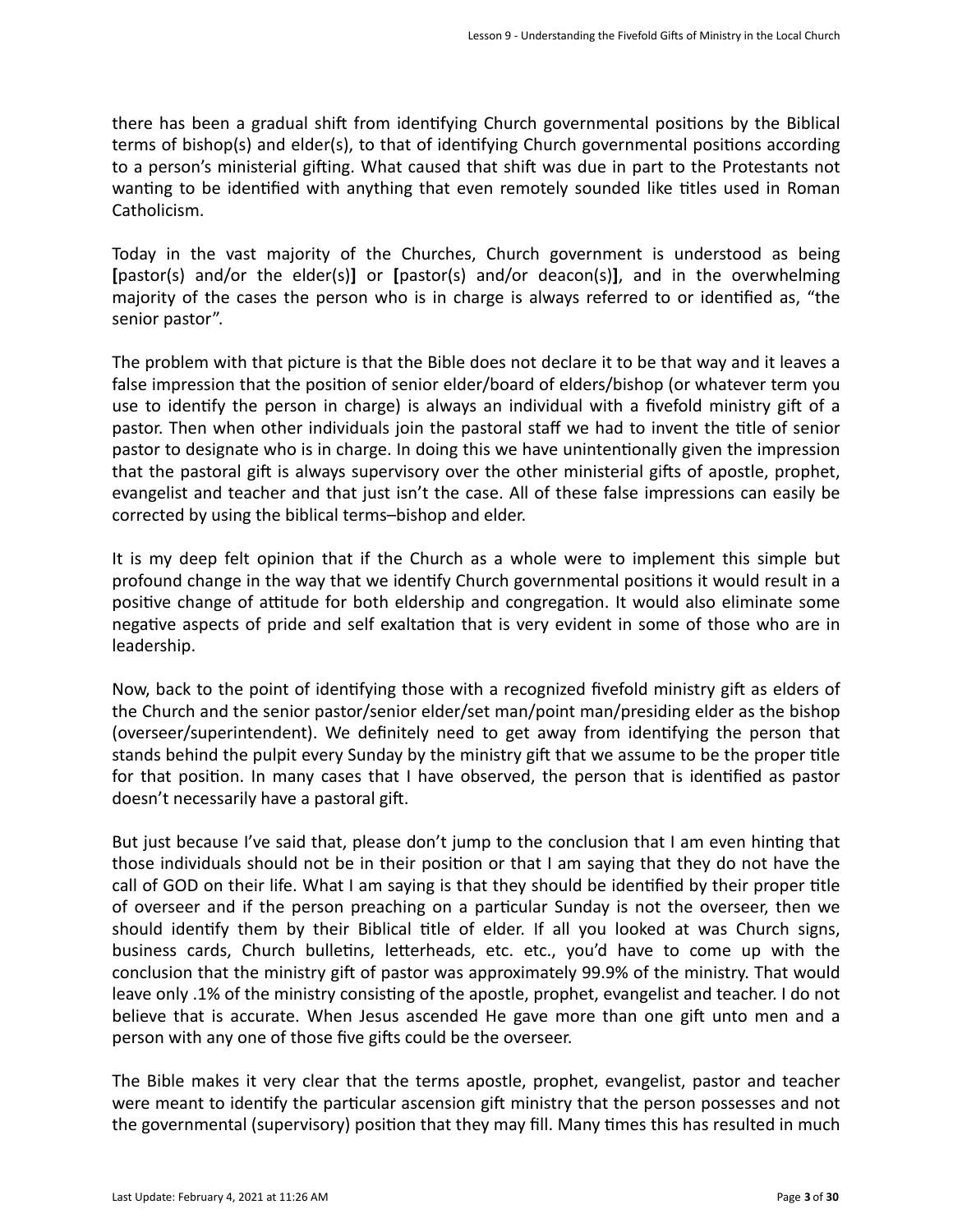there has been a gradual shift from identifying Church governmental positions by the Biblical terms of bishop(s) and elder(s), to that of identifying Church governmental positions according to a person's ministerial gifting. What caused that shift was due in part to the Protestants not wanting to be identified with anything that even remotely sounded like titles used in Roman Catholicism.

Today in the vast majority of the Churches, Church government is understood as being **[**pastor(s) and/or the elder(s)**]** or **[**pastor(s) and/or deacon(s)**]**, and in the overwhelming majority of the cases the person who is in charge is always referred to or identified as, "the senior pastor".

The problem with that picture is that the Bible does not declare it to be that way and it leaves a false impression that the position of senior elder/board of elders/bishop (or whatever term you use to identify the person in charge) is always an individual with a fivefold ministry gift of a pastor. Then when other individuals join the pastoral staff we had to invent the title of senior pastor to designate who is in charge. In doing this we have unintentionally given the impression that the pastoral gift is always supervisory over the other ministerial gifts of apostle, prophet, evangelist and teacher and that just isn't the case. All of these false impressions can easily be corrected by using the biblical terms–bishop and elder.

It is my deep felt opinion that if the Church as a whole were to implement this simple but profound change in the way that we identify Church governmental positions it would result in a positive change of attitude for both eldership and congregation. It would also eliminate some negative aspects of pride and self exaltation that is very evident in some of those who are in leadership.

Now, back to the point of identifying those with a recognized fivefold ministry gift as elders of the Church and the senior pastor/senior elder/set man/point man/presiding elder as the bishop (overseer/superintendent). We definitely need to get away from identifying the person that stands behind the pulpit every Sunday by the ministry gift that we assume to be the proper title for that position. In many cases that I have observed, the person that is identified as pastor doesn't necessarily have a pastoral gift.

But just because I've said that, please don't jump to the conclusion that I am even hinting that those individuals should not be in their position or that I am saying that they do not have the call of GOD on their life. What I am saying is that they should be identified by their proper title of overseer and if the person preaching on a particular Sunday is not the overseer, then we should identify them by their Biblical title of elder. If all you looked at was Church signs, business cards, Church bulletins, letterheads, etc. etc., you'd have to come up with the conclusion that the ministry gift of pastor was approximately 99.9% of the ministry. That would leave only .1% of the ministry consisting of the apostle, prophet, evangelist and teacher. I do not believe that is accurate. When Jesus ascended He gave more than one gift unto men and a person with any one of those five gifts could be the overseer.

The Bible makes it very clear that the terms apostle, prophet, evangelist, pastor and teacher were meant to identify the particular ascension gift ministry that the person possesses and not the governmental (supervisory) position that they may fill. Many times this has resulted in much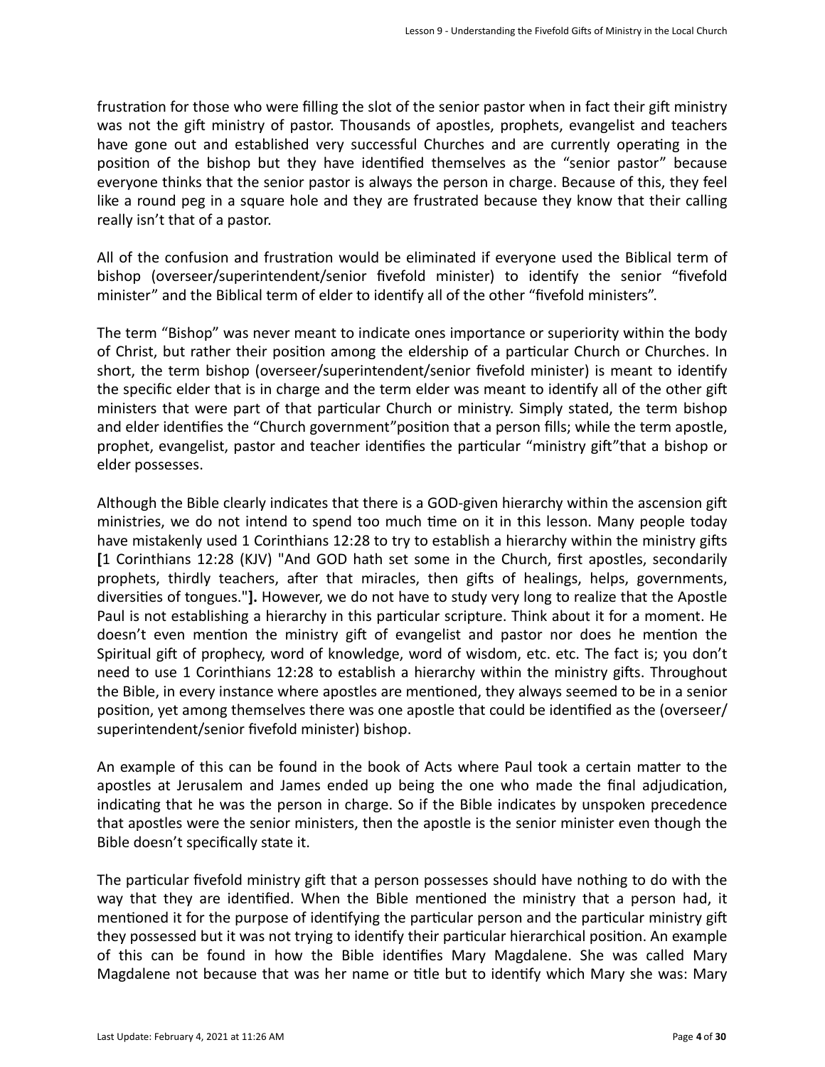frustration for those who were filling the slot of the senior pastor when in fact their gift ministry was not the gift ministry of pastor. Thousands of apostles, prophets, evangelist and teachers have gone out and established very successful Churches and are currently operating in the position of the bishop but they have identified themselves as the "senior pastor" because everyone thinks that the senior pastor is always the person in charge. Because of this, they feel like a round peg in a square hole and they are frustrated because they know that their calling really isn't that of a pastor.

All of the confusion and frustration would be eliminated if everyone used the Biblical term of bishop (overseer/superintendent/senior fivefold minister) to identify the senior "fivefold minister" and the Biblical term of elder to identify all of the other "fivefold ministers".

The term "Bishop" was never meant to indicate ones importance or superiority within the body of Christ, but rather their position among the eldership of a particular Church or Churches. In short, the term bishop (overseer/superintendent/senior fivefold minister) is meant to identify the specific elder that is in charge and the term elder was meant to identify all of the other gift ministers that were part of that particular Church or ministry. Simply stated, the term bishop and elder identifies the "Church government"position that a person fills; while the term apostle, prophet, evangelist, pastor and teacher identifies the particular "ministry gift"that a bishop or elder possesses.

Although the Bible clearly indicates that there is a GOD-given hierarchy within the ascension gift ministries, we do not intend to spend too much time on it in this lesson. Many people today have mistakenly used 1 Corinthians 12:28 to try to establish a hierarchy within the ministry gifts **[**1 Corinthians 12:28 (KJV) "And GOD hath set some in the Church, first apostles, secondarily prophets, thirdly teachers, after that miracles, then gifts of healings, helps, governments, diversities of tongues."**].** However, we do not have to study very long to realize that the Apostle Paul is not establishing a hierarchy in this particular scripture. Think about it for a moment. He doesn't even mention the ministry gift of evangelist and pastor nor does he mention the Spiritual gift of prophecy, word of knowledge, word of wisdom, etc. etc. The fact is; you don't need to use 1 Corinthians 12:28 to establish a hierarchy within the ministry gifts. Throughout the Bible, in every instance where apostles are mentioned, they always seemed to be in a senior position, yet among themselves there was one apostle that could be identified as the (overseer/ superintendent/senior fivefold minister) bishop.

An example of this can be found in the book of Acts where Paul took a certain matter to the apostles at Jerusalem and James ended up being the one who made the final adjudication, indicating that he was the person in charge. So if the Bible indicates by unspoken precedence that apostles were the senior ministers, then the apostle is the senior minister even though the Bible doesn't specifically state it.

The particular fivefold ministry gift that a person possesses should have nothing to do with the way that they are identified. When the Bible mentioned the ministry that a person had, it mentioned it for the purpose of identifying the particular person and the particular ministry gift they possessed but it was not trying to identify their particular hierarchical position. An example of this can be found in how the Bible identifies Mary Magdalene. She was called Mary Magdalene not because that was her name or title but to identify which Mary she was: Mary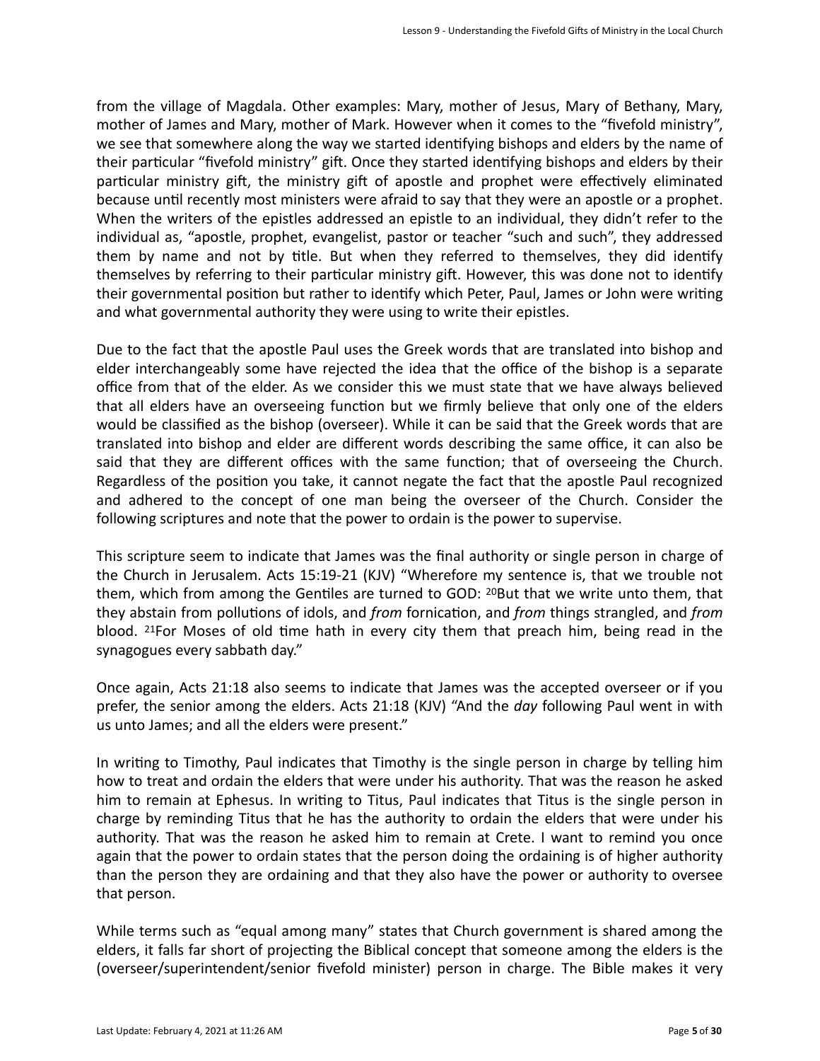from the village of Magdala. Other examples: Mary, mother of Jesus, Mary of Bethany, Mary, mother of James and Mary, mother of Mark. However when it comes to the "fivefold ministry", we see that somewhere along the way we started identifying bishops and elders by the name of their particular "fivefold ministry" gift. Once they started identifying bishops and elders by their particular ministry gift, the ministry gift of apostle and prophet were effectively eliminated because until recently most ministers were afraid to say that they were an apostle or a prophet. When the writers of the epistles addressed an epistle to an individual, they didn't refer to the individual as, "apostle, prophet, evangelist, pastor or teacher "such and such", they addressed them by name and not by title. But when they referred to themselves, they did identify themselves by referring to their particular ministry gift. However, this was done not to identify their governmental position but rather to identify which Peter, Paul, James or John were writing and what governmental authority they were using to write their epistles.

Due to the fact that the apostle Paul uses the Greek words that are translated into bishop and elder interchangeably some have rejected the idea that the office of the bishop is a separate office from that of the elder. As we consider this we must state that we have always believed that all elders have an overseeing function but we firmly believe that only one of the elders would be classified as the bishop (overseer). While it can be said that the Greek words that are translated into bishop and elder are different words describing the same office, it can also be said that they are different offices with the same function; that of overseeing the Church. Regardless of the position you take, it cannot negate the fact that the apostle Paul recognized and adhered to the concept of one man being the overseer of the Church. Consider the following scriptures and note that the power to ordain is the power to supervise.

This scripture seem to indicate that James was the final authority or single person in charge of the Church in Jerusalem. Acts 15:19-21 (KJV) "Wherefore my sentence is, that we trouble not them, which from among the Gentiles are turned to GOD: [20]But that we write unto them, that they abstain from pollutions of idols, and *from* fornication, and *from* things strangled, and *from* blood. [21]For Moses of old time hath in every city them that preach him, being read in the synagogues every sabbath day."

Once again, Acts 21:18 also seems to indicate that James was the accepted overseer or if you prefer, the senior among the elders. Acts 21:18 (KJV) "And the *day* following Paul went in with us unto James; and all the elders were present."

In writing to Timothy, Paul indicates that Timothy is the single person in charge by telling him how to treat and ordain the elders that were under his authority. That was the reason he asked him to remain at Ephesus. In writing to Titus, Paul indicates that Titus is the single person in charge by reminding Titus that he has the authority to ordain the elders that were under his authority. That was the reason he asked him to remain at Crete. I want to remind you once again that the power to ordain states that the person doing the ordaining is of higher authority than the person they are ordaining and that they also have the power or authority to oversee that person.

While terms such as "equal among many" states that Church government is shared among the elders, it falls far short of projecting the Biblical concept that someone among the elders is the (overseer/superintendent/senior fivefold minister) person in charge. The Bible makes it very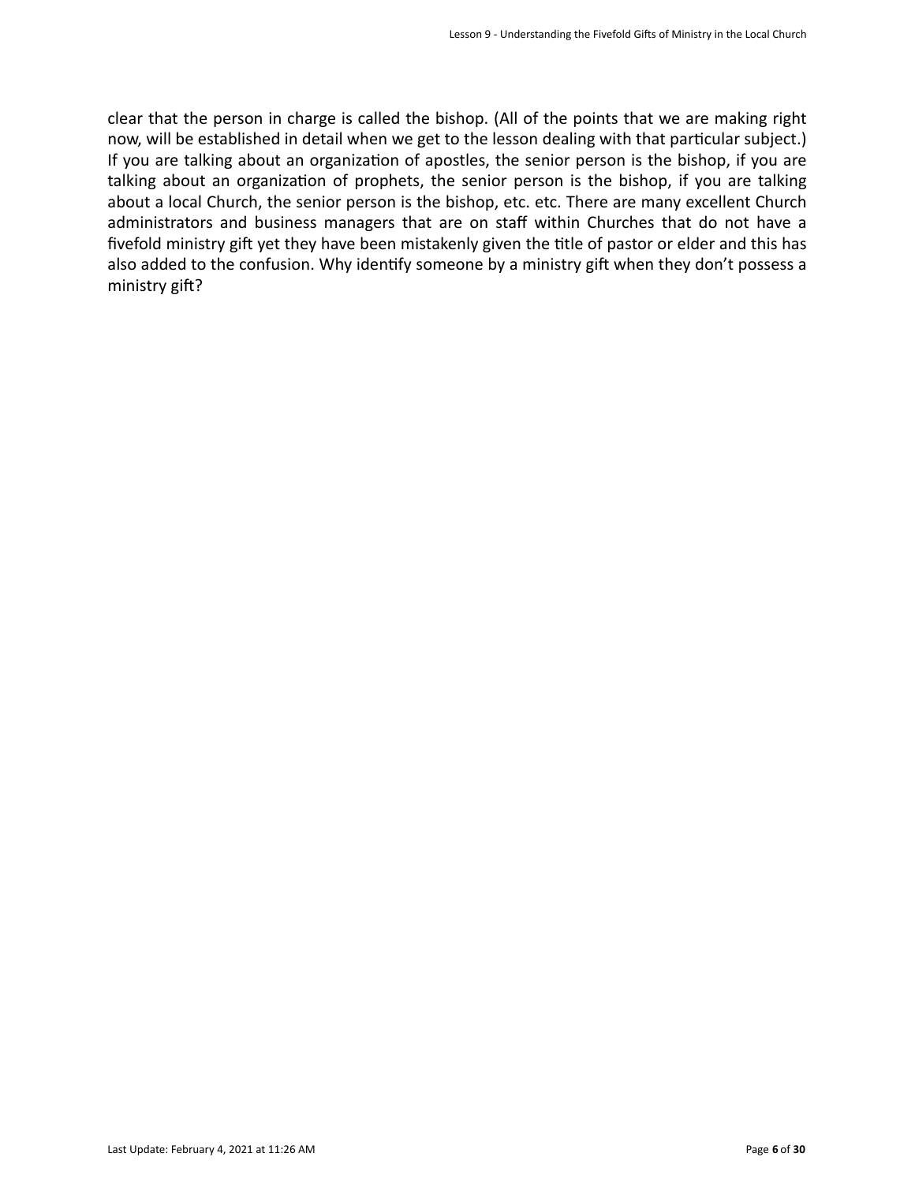clear that the person in charge is called the bishop. (All of the points that we are making right now, will be established in detail when we get to the lesson dealing with that particular subject.) If you are talking about an organization of apostles, the senior person is the bishop, if you are talking about an organization of prophets, the senior person is the bishop, if you are talking about a local Church, the senior person is the bishop, etc. etc. There are many excellent Church administrators and business managers that are on staff within Churches that do not have a fivefold ministry gift yet they have been mistakenly given the title of pastor or elder and this has also added to the confusion. Why identify someone by a ministry gift when they don't possess a ministry gift?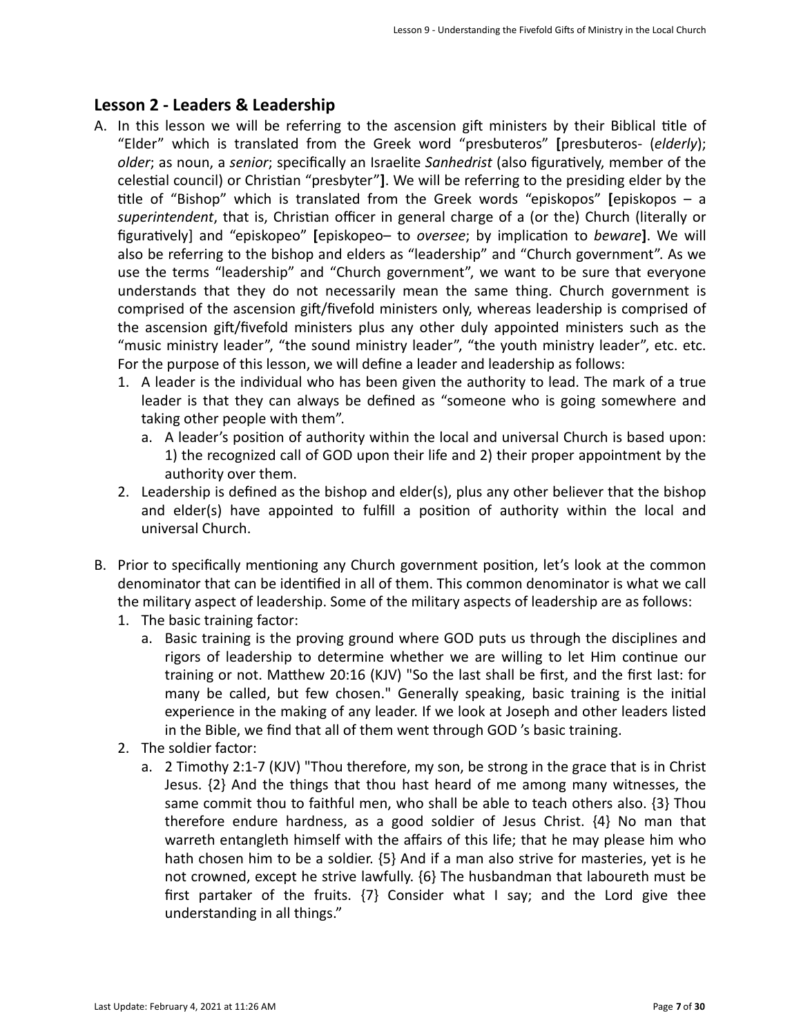## Lesson 2 - Leaders & Leadership

A. In this lesson we will be referring to the ascension gift ministers by their Biblical title of "Elder" which is translated from the Greek word "presbuteros" **[**presbuteros- (*elderly*); *older*; as noun, a *senior*; specifically an Israelite *Sanhedrist* (also figuratively, member of the celestial council) or Christian "presbyter"**]**. We will be referring to the presiding elder by the title of "Bishop" which is translated from the Greek words "episkopos" **[**episkopos – a *superintendent*, that is, Christian officer in general charge of a (or the) Church (literally or figuratively] and "episkopeo" **[**episkopeo– to *oversee*; by implication to *beware***]**. We will also be referring to the bishop and elders as "leadership" and "Church government". As we use the terms "leadership" and "Church government", we want to be sure that everyone understands that they do not necessarily mean the same thing. Church government is comprised of the ascension gift/fivefold ministers only, whereas leadership is comprised of the ascension gift/fivefold ministers plus any other duly appointed ministers such as the "music ministry leader", "the sound ministry leader", "the youth ministry leader", etc. etc. For the purpose of this lesson, we will define a leader and leadership as follows:

   1. A leader is the individual who has been given the authority to lead. The mark of a true leader is that they can always be defined as "someone who is going somewhere and taking other people with them".
      a. A leader's position of authority within the local and universal Church is based upon: 1) the recognized call of GOD upon their life and 2) their proper appointment by the authority over them.
   2. Leadership is defined as the bishop and elder(s), plus any other believer that the bishop and elder(s) have appointed to fulfill a position of authority within the local and universal Church.

B. Prior to specifically mentioning any Church government position, let's look at the common denominator that can be identified in all of them. This common denominator is what we call the military aspect of leadership. Some of the military aspects of leadership are as follows:

   1. The basic training factor:
      a. Basic training is the proving ground where GOD puts us through the disciplines and rigors of leadership to determine whether we are willing to let Him continue our training or not. Matthew 20:16 (KJV) "So the last shall be first, and the first last: for many be called, but few chosen." Generally speaking, basic training is the initial experience in the making of any leader. If we look at Joseph and other leaders listed in the Bible, we find that all of them went through GOD 's basic training.
   2. The soldier factor:
      a. 2 Timothy 2:1-7 (KJV) "Thou therefore, my son, be strong in the grace that is in Christ Jesus. {2} And the things that thou hast heard of me among many witnesses, the same commit thou to faithful men, who shall be able to teach others also. {3} Thou therefore endure hardness, as a good soldier of Jesus Christ. {4} No man that warreth entangleth himself with the affairs of this life; that he may please him who hath chosen him to be a soldier. {5} And if a man also strive for masteries, yet is he not crowned, except he strive lawfully. {6} The husbandman that laboureth must be first partaker of the fruits. {7} Consider what I say; and the Lord give thee understanding in all things."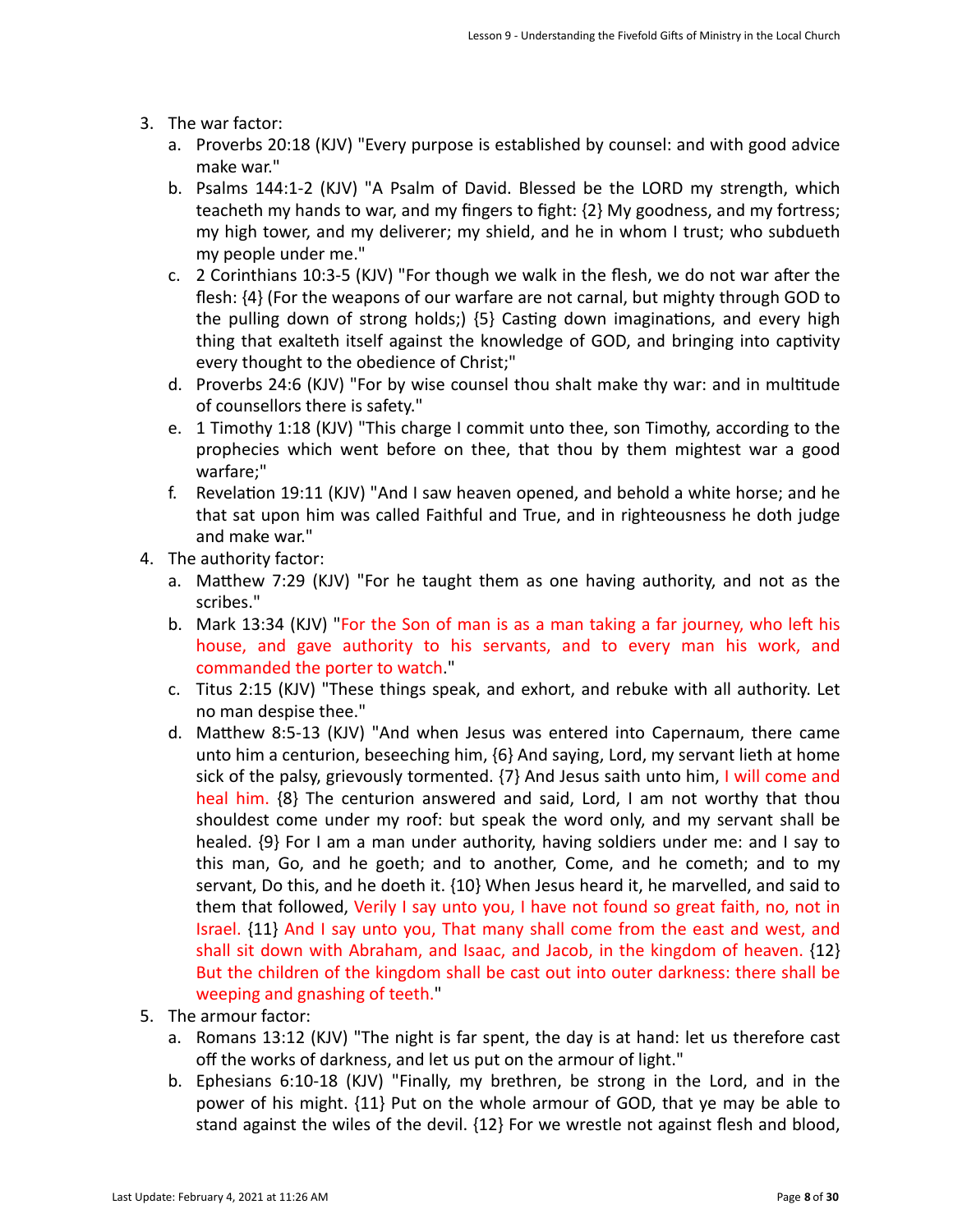3. The war factor:
    a. Proverbs 20:18 (KJV) "Every purpose is established by counsel: and with good advice make war."
    b. Psalms 144:1-2 (KJV) "A Psalm of David. Blessed be the LORD my strength, which teacheth my hands to war, and my fingers to fight: {2} My goodness, and my fortress; my high tower, and my deliverer; my shield, and he in whom I trust; who subdueth my people under me."
    c. 2 Corinthians 10:3-5 (KJV) "For though we walk in the flesh, we do not war after the flesh: {4} (For the weapons of our warfare are not carnal, but mighty through GOD to the pulling down of strong holds;) {5} Casting down imaginations, and every high thing that exalteth itself against the knowledge of GOD, and bringing into captivity every thought to the obedience of Christ;"
    d. Proverbs 24:6 (KJV) "For by wise counsel thou shalt make thy war: and in multitude of counsellors there is safety."
    e. 1 Timothy 1:18 (KJV) "This charge I commit unto thee, son Timothy, according to the prophecies which went before on thee, that thou by them mightest war a good warfare;"
    f. Revelation 19:11 (KJV) "And I saw heaven opened, and behold a white horse; and he that sat upon him was called Faithful and True, and in righteousness he doth judge and make war."
4. The authority factor:
    a. Matthew 7:29 (KJV) "For he taught them as one having authority, and not as the scribes."
    b. Mark 13:34 (KJV) "For the Son of man is as a man taking a far journey, who left his house, and gave authority to his servants, and to every man his work, and commanded the porter to watch."
    c. Titus 2:15 (KJV) "These things speak, and exhort, and rebuke with all authority. Let no man despise thee."
    d. Matthew 8:5-13 (KJV) "And when Jesus was entered into Capernaum, there came unto him a centurion, beseeching him, {6} And saying, Lord, my servant lieth at home sick of the palsy, grievously tormented. {7} And Jesus saith unto him, I will come and heal him. {8} The centurion answered and said, Lord, I am not worthy that thou shouldest come under my roof: but speak the word only, and my servant shall be healed. {9} For I am a man under authority, having soldiers under me: and I say to this man, Go, and he goeth; and to another, Come, and he cometh; and to my servant, Do this, and he doeth it. {10} When Jesus heard it, he marvelled, and said to them that followed, Verily I say unto you, I have not found so great faith, no, not in Israel. {11} And I say unto you, That many shall come from the east and west, and shall sit down with Abraham, and Isaac, and Jacob, in the kingdom of heaven. {12} But the children of the kingdom shall be cast out into outer darkness: there shall be weeping and gnashing of teeth."
5. The armour factor:
    a. Romans 13:12 (KJV) "The night is far spent, the day is at hand: let us therefore cast off the works of darkness, and let us put on the armour of light."
    b. Ephesians 6:10-18 (KJV) "Finally, my brethren, be strong in the Lord, and in the power of his might. {11} Put on the whole armour of GOD, that ye may be able to stand against the wiles of the devil. {12} For we wrestle not against flesh and blood,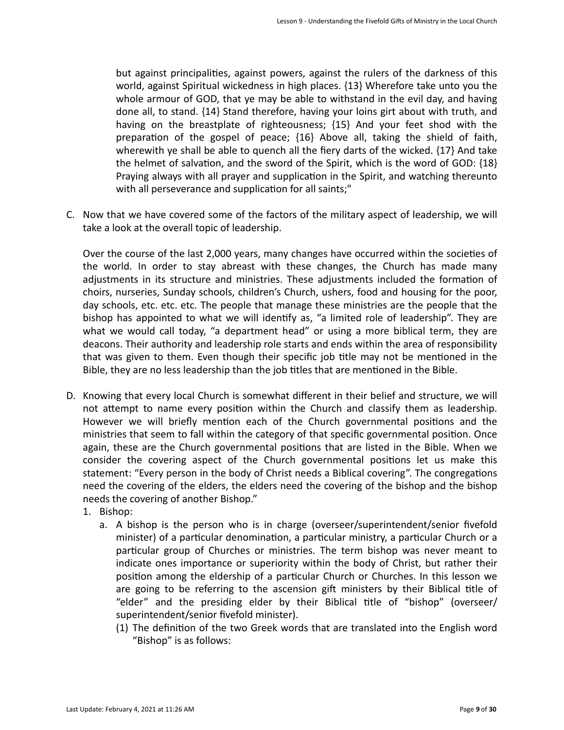but against principalities, against powers, against the rulers of the darkness of this world, against Spiritual wickedness in high places. {13} Wherefore take unto you the whole armour of GOD, that ye may be able to withstand in the evil day, and having done all, to stand. {14} Stand therefore, having your loins girt about with truth, and having on the breastplate of righteousness; {15} And your feet shod with the preparation of the gospel of peace; {16} Above all, taking the shield of faith, wherewith ye shall be able to quench all the fiery darts of the wicked. {17} And take the helmet of salvation, and the sword of the Spirit, which is the word of GOD: {18} Praying always with all prayer and supplication in the Spirit, and watching thereunto with all perseverance and supplication for all saints;"

C. Now that we have covered some of the factors of the military aspect of leadership, we will take a look at the overall topic of leadership.

   Over the course of the last 2,000 years, many changes have occurred within the societies of the world. In order to stay abreast with these changes, the Church has made many adjustments in its structure and ministries. These adjustments included the formation of choirs, nurseries, Sunday schools, children's Church, ushers, food and housing for the poor, day schools, etc. etc. etc. The people that manage these ministries are the people that the bishop has appointed to what we will identify as, "a limited role of leadership". They are what we would call today, "a department head" or using a more biblical term, they are deacons. Their authority and leadership role starts and ends within the area of responsibility that was given to them. Even though their specific job title may not be mentioned in the Bible, they are no less leadership than the job titles that are mentioned in the Bible.

D. Knowing that every local Church is somewhat different in their belief and structure, we will not attempt to name every position within the Church and classify them as leadership. However we will briefly mention each of the Church governmental positions and the ministries that seem to fall within the category of that specific governmental position. Once again, these are the Church governmental positions that are listed in the Bible. When we consider the covering aspect of the Church governmental positions let us make this statement: "Every person in the body of Christ needs a Biblical covering". The congregations need the covering of the elders, the elders need the covering of the bishop and the bishop needs the covering of another Bishop."

   1. Bishop:
      a. A bishop is the person who is in charge (overseer/superintendent/senior fivefold minister) of a particular denomination, a particular ministry, a particular Church or a particular group of Churches or ministries. The term bishop was never meant to indicate ones importance or superiority within the body of Christ, but rather their position among the eldership of a particular Church or Churches. In this lesson we are going to be referring to the ascension gift ministers by their Biblical title of "elder" and the presiding elder by their Biblical title of "bishop" (overseer/ superintendent/senior fivefold minister).
         (1) The definition of the two Greek words that are translated into the English word "Bishop" is as follows: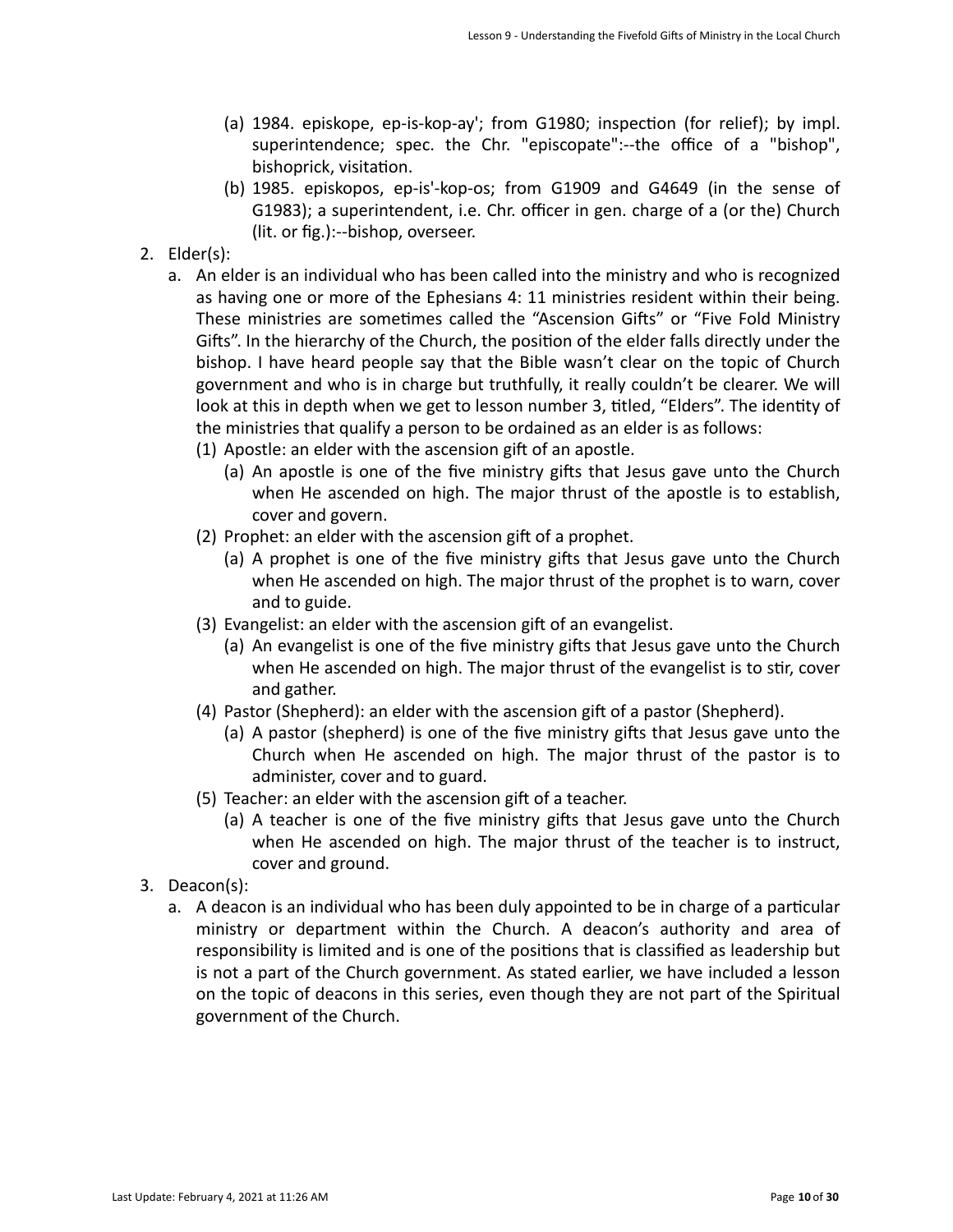(a) 1984. episkope, ep-is-kop-ay'; from G1980; inspection (for relief); by impl. superintendence; spec. the Chr. "episcopate":--the office of a "bishop", bishoprick, visitation.

(b) 1985. episkopos, ep-is'-kop-os; from G1909 and G4649 (in the sense of G1983); a superintendent, i.e. Chr. officer in gen. charge of a (or the) Church (lit. or fig.):--bishop, overseer.

2. Elder(s):
   a. An elder is an individual who has been called into the ministry and who is recognized as having one or more of the Ephesians 4: 11 ministries resident within their being. These ministries are sometimes called the "Ascension Gifts" or "Five Fold Ministry Gifts". In the hierarchy of the Church, the position of the elder falls directly under the bishop. I have heard people say that the Bible wasn't clear on the topic of Church government and who is in charge but truthfully, it really couldn't be clearer. We will look at this in depth when we get to lesson number 3, titled, "Elders". The identity of the ministries that qualify a person to be ordained as an elder is as follows:
      (1) Apostle: an elder with the ascension gift of an apostle.
         (a) An apostle is one of the five ministry gifts that Jesus gave unto the Church when He ascended on high. The major thrust of the apostle is to establish, cover and govern.
      (2) Prophet: an elder with the ascension gift of a prophet.
         (a) A prophet is one of the five ministry gifts that Jesus gave unto the Church when He ascended on high. The major thrust of the prophet is to warn, cover and to guide.
      (3) Evangelist: an elder with the ascension gift of an evangelist.
         (a) An evangelist is one of the five ministry gifts that Jesus gave unto the Church when He ascended on high. The major thrust of the evangelist is to stir, cover and gather.
      (4) Pastor (Shepherd): an elder with the ascension gift of a pastor (Shepherd).
         (a) A pastor (shepherd) is one of the five ministry gifts that Jesus gave unto the Church when He ascended on high. The major thrust of the pastor is to administer, cover and to guard.
      (5) Teacher: an elder with the ascension gift of a teacher.
         (a) A teacher is one of the five ministry gifts that Jesus gave unto the Church when He ascended on high. The major thrust of the teacher is to instruct, cover and ground.
3. Deacon(s):
   a. A deacon is an individual who has been duly appointed to be in charge of a particular ministry or department within the Church. A deacon's authority and area of responsibility is limited and is one of the positions that is classified as leadership but is not a part of the Church government. As stated earlier, we have included a lesson on the topic of deacons in this series, even though they are not part of the Spiritual government of the Church.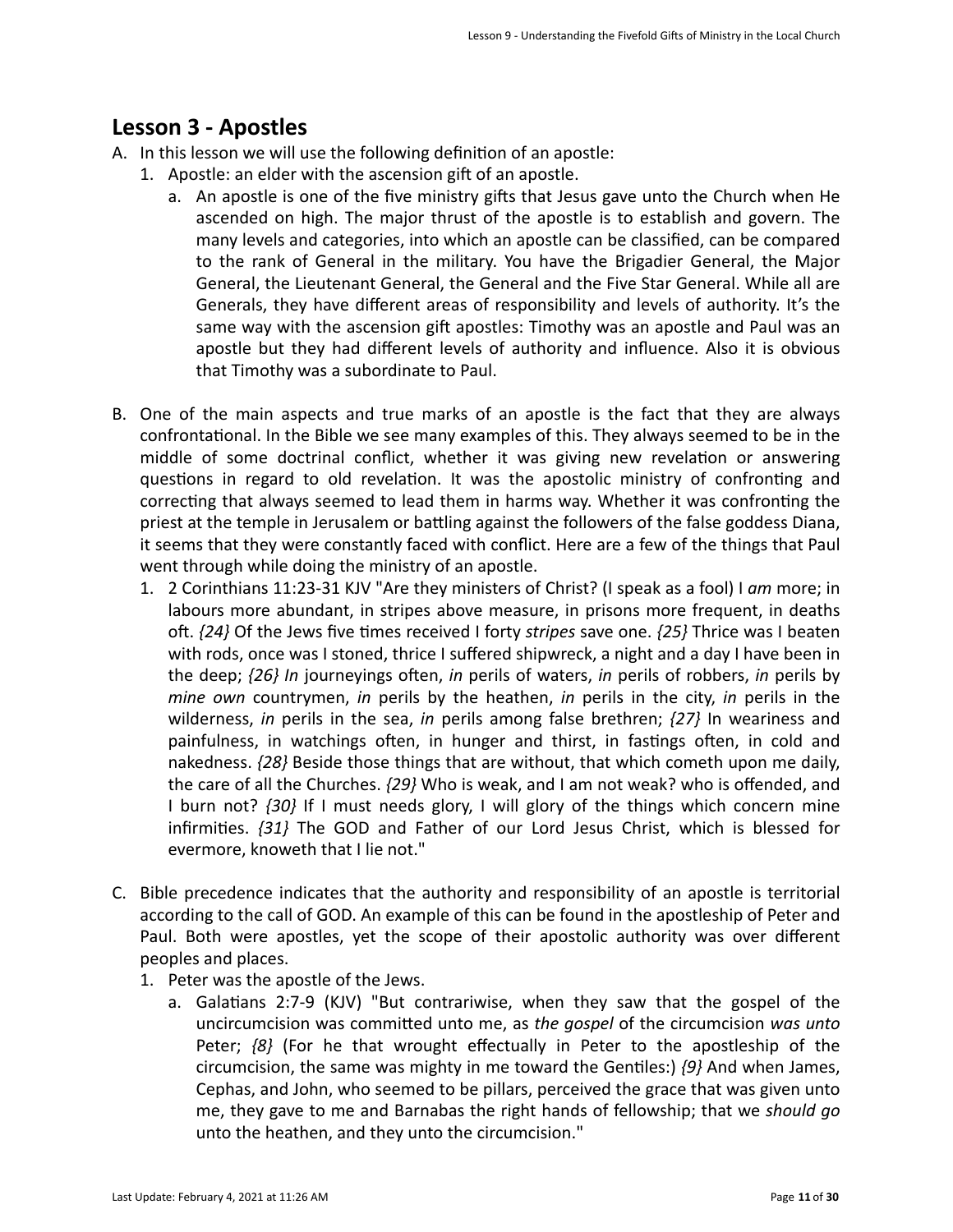## Lesson 3 - Apostles

A. In this lesson we will use the following definition of an apostle:
   1. Apostle: an elder with the ascension gift of an apostle.
      a. An apostle is one of the five ministry gifts that Jesus gave unto the Church when He ascended on high. The major thrust of the apostle is to establish and govern. The many levels and categories, into which an apostle can be classified, can be compared to the rank of General in the military. You have the Brigadier General, the Major General, the Lieutenant General, the General and the Five Star General. While all are Generals, they have different areas of responsibility and levels of authority. It's the same way with the ascension gift apostles: Timothy was an apostle and Paul was an apostle but they had different levels of authority and influence. Also it is obvious that Timothy was a subordinate to Paul.

B. One of the main aspects and true marks of an apostle is the fact that they are always confrontational. In the Bible we see many examples of this. They always seemed to be in the middle of some doctrinal conflict, whether it was giving new revelation or answering questions in regard to old revelation. It was the apostolic ministry of confronting and correcting that always seemed to lead them in harms way. Whether it was confronting the priest at the temple in Jerusalem or battling against the followers of the false goddess Diana, it seems that they were constantly faced with conflict. Here are a few of the things that Paul went through while doing the ministry of an apostle.
   1. 2 Corinthians 11:23-31 KJV "Are they ministers of Christ? (I speak as a fool) I *am* more; in labours more abundant, in stripes above measure, in prisons more frequent, in deaths oft. *{24}* Of the Jews five times received I forty *stripes* save one. *{25}* Thrice was I beaten with rods, once was I stoned, thrice I suffered shipwreck, a night and a day I have been in the deep; *{26} In* journeyings often, *in* perils of waters, *in* perils of robbers, *in* perils by *mine own* countrymen, *in* perils by the heathen, *in* perils in the city, *in* perils in the wilderness, *in* perils in the sea, *in* perils among false brethren; *{27}* In weariness and painfulness, in watchings often, in hunger and thirst, in fastings often, in cold and nakedness. *{28}* Beside those things that are without, that which cometh upon me daily, the care of all the Churches. *{29}* Who is weak, and I am not weak? who is offended, and I burn not? *{30}* If I must needs glory, I will glory of the things which concern mine infirmities. *{31}* The GOD and Father of our Lord Jesus Christ, which is blessed for evermore, knoweth that I lie not."

C. Bible precedence indicates that the authority and responsibility of an apostle is territorial according to the call of GOD. An example of this can be found in the apostleship of Peter and Paul. Both were apostles, yet the scope of their apostolic authority was over different peoples and places.
   1. Peter was the apostle of the Jews.
      a. Galatians 2:7-9 (KJV) "But contrariwise, when they saw that the gospel of the uncircumcision was committed unto me, as *the gospel* of the circumcision *was unto* Peter; *{8}* (For he that wrought effectually in Peter to the apostleship of the circumcision, the same was mighty in me toward the Gentiles:) *{9}* And when James, Cephas, and John, who seemed to be pillars, perceived the grace that was given unto me, they gave to me and Barnabas the right hands of fellowship; that we *should go* unto the heathen, and they unto the circumcision."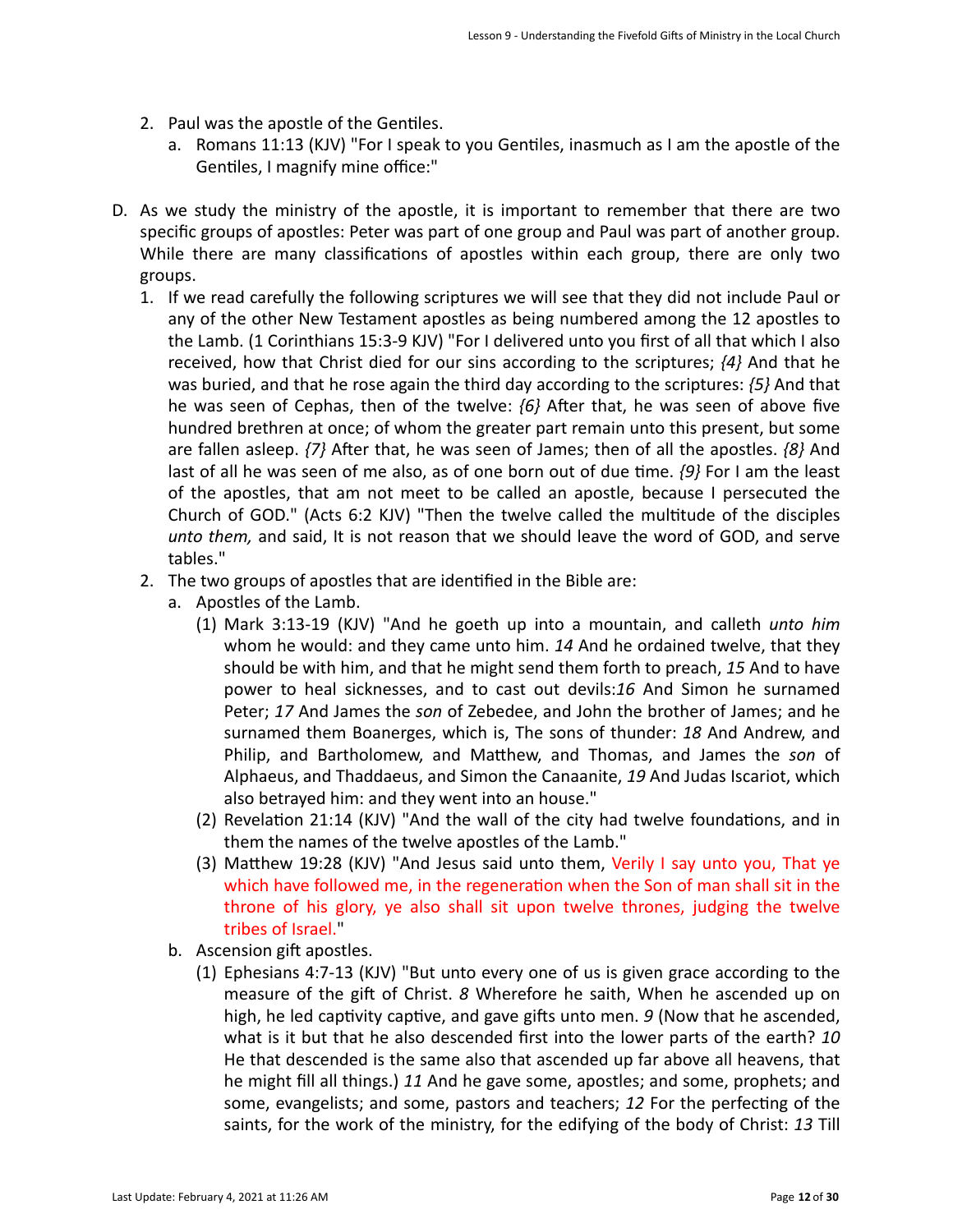2. Paul was the apostle of the Gentiles.
   a. Romans 11:13 (KJV) "For I speak to you Gentiles, inasmuch as I am the apostle of the Gentiles, I magnify mine office:"

D. As we study the ministry of the apostle, it is important to remember that there are two specific groups of apostles: Peter was part of one group and Paul was part of another group. While there are many classifications of apostles within each group, there are only two groups.
   1. If we read carefully the following scriptures we will see that they did not include Paul or any of the other New Testament apostles as being numbered among the 12 apostles to the Lamb. (1 Corinthians 15:3-9 KJV) "For I delivered unto you first of all that which I also received, how that Christ died for our sins according to the scriptures; *{4}* And that he was buried, and that he rose again the third day according to the scriptures: *{5}* And that he was seen of Cephas, then of the twelve: *{6}* After that, he was seen of above five hundred brethren at once; of whom the greater part remain unto this present, but some are fallen asleep. *{7}* After that, he was seen of James; then of all the apostles. *{8}* And last of all he was seen of me also, as of one born out of due time. *{9}* For I am the least of the apostles, that am not meet to be called an apostle, because I persecuted the Church of GOD." (Acts 6:2 KJV) "Then the twelve called the multitude of the disciples *unto them,* and said, It is not reason that we should leave the word of GOD, and serve tables."
   2. The two groups of apostles that are identified in the Bible are:
      a. Apostles of the Lamb.
         (1) Mark 3:13-19 (KJV) "And he goeth up into a mountain, and calleth *unto him* whom he would: and they came unto him. *14* And he ordained twelve, that they should be with him, and that he might send them forth to preach, *15* And to have power to heal sicknesses, and to cast out devils:*16* And Simon he surnamed Peter; *17* And James the *son* of Zebedee, and John the brother of James; and he surnamed them Boanerges, which is, The sons of thunder: *18* And Andrew, and Philip, and Bartholomew, and Matthew, and Thomas, and James the *son* of Alphaeus, and Thaddaeus, and Simon the Canaanite, *19* And Judas Iscariot, which also betrayed him: and they went into an house."
         (2) Revelation 21:14 (KJV) "And the wall of the city had twelve foundations, and in them the names of the twelve apostles of the Lamb."
         (3) Matthew 19:28 (KJV) "And Jesus said unto them, Verily I say unto you, That ye which have followed me, in the regeneration when the Son of man shall sit in the throne of his glory, ye also shall sit upon twelve thrones, judging the twelve tribes of Israel."
      b. Ascension gift apostles.
         (1) Ephesians 4:7-13 (KJV) "But unto every one of us is given grace according to the measure of the gift of Christ. *8* Wherefore he saith, When he ascended up on high, he led captivity captive, and gave gifts unto men. *9* (Now that he ascended, what is it but that he also descended first into the lower parts of the earth? *10* He that descended is the same also that ascended up far above all heavens, that he might fill all things.) *11* And he gave some, apostles; and some, prophets; and some, evangelists; and some, pastors and teachers; *12* For the perfecting of the saints, for the work of the ministry, for the edifying of the body of Christ: *13* Till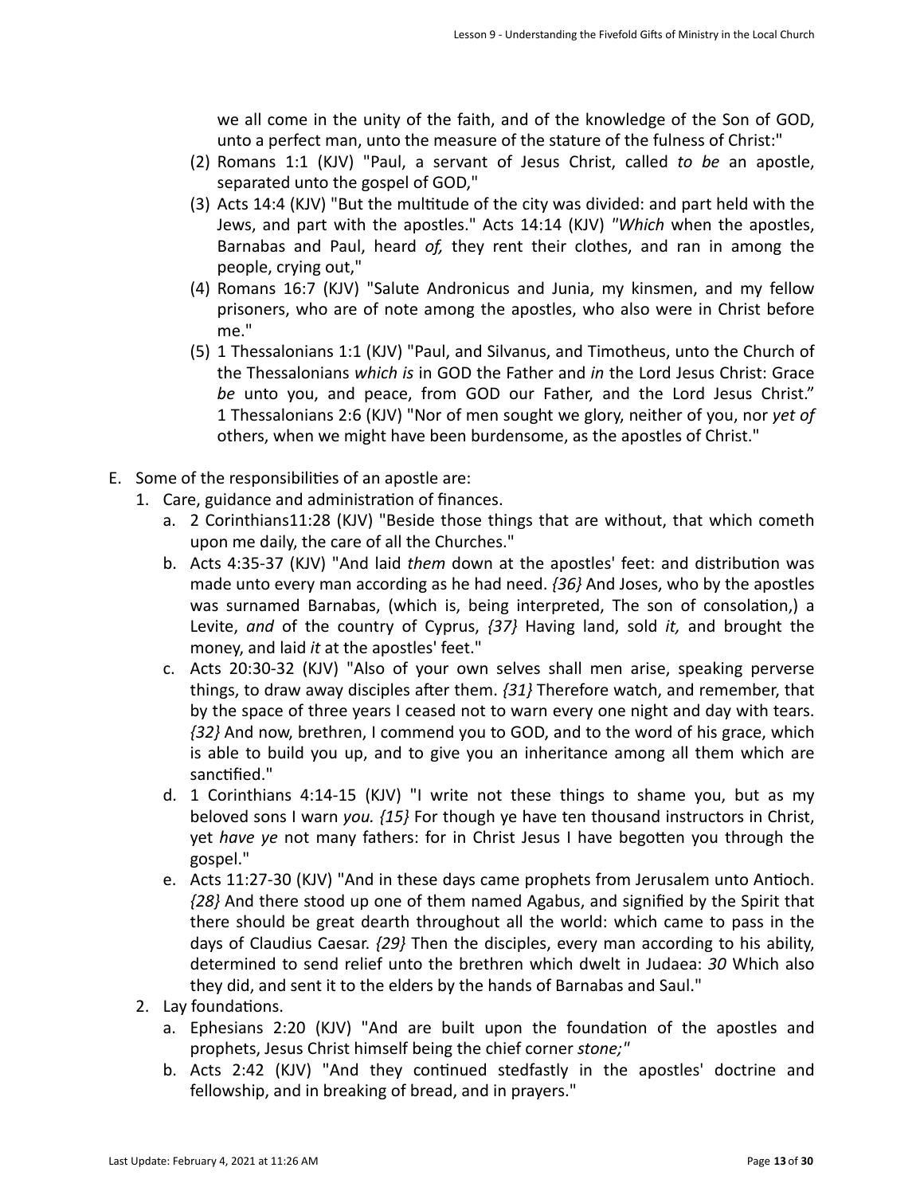we all come in the unity of the faith, and of the knowledge of the Son of GOD, unto a perfect man, unto the measure of the stature of the fulness of Christ:"

(2) Romans 1:1 (KJV) "Paul, a servant of Jesus Christ, called *to be* an apostle, separated unto the gospel of GOD,"

(3) Acts 14:4 (KJV) "But the multitude of the city was divided: and part held with the Jews, and part with the apostles." Acts 14:14 (KJV) *"Which* when the apostles, Barnabas and Paul, heard *of,* they rent their clothes, and ran in among the people, crying out,"

(4) Romans 16:7 (KJV) "Salute Andronicus and Junia, my kinsmen, and my fellow prisoners, who are of note among the apostles, who also were in Christ before me."

(5) 1 Thessalonians 1:1 (KJV) "Paul, and Silvanus, and Timotheus, unto the Church of the Thessalonians *which is* in GOD the Father and *in* the Lord Jesus Christ: Grace *be* unto you, and peace, from GOD our Father, and the Lord Jesus Christ." 1 Thessalonians 2:6 (KJV) "Nor of men sought we glory, neither of you, nor *yet of* others, when we might have been burdensome, as the apostles of Christ."

E. Some of the responsibilities of an apostle are:

1. Care, guidance and administration of finances.
   a. 2 Corinthians11:28 (KJV) "Beside those things that are without, that which cometh upon me daily, the care of all the Churches."
   b. Acts 4:35-37 (KJV) "And laid *them* down at the apostles' feet: and distribution was made unto every man according as he had need. *{36}* And Joses, who by the apostles was surnamed Barnabas, (which is, being interpreted, The son of consolation,) a Levite, *and* of the country of Cyprus, *{37}* Having land, sold *it,* and brought the money, and laid *it* at the apostles' feet."
   c. Acts 20:30-32 (KJV) "Also of your own selves shall men arise, speaking perverse things, to draw away disciples after them. *{31}* Therefore watch, and remember, that by the space of three years I ceased not to warn every one night and day with tears. *{32}* And now, brethren, I commend you to GOD, and to the word of his grace, which is able to build you up, and to give you an inheritance among all them which are sanctified."
   d. 1 Corinthians 4:14-15 (KJV) "I write not these things to shame you, but as my beloved sons I warn *you. {15}* For though ye have ten thousand instructors in Christ, yet *have ye* not many fathers: for in Christ Jesus I have begotten you through the gospel."
   e. Acts 11:27-30 (KJV) "And in these days came prophets from Jerusalem unto Antioch. *{28}* And there stood up one of them named Agabus, and signified by the Spirit that there should be great dearth throughout all the world: which came to pass in the days of Claudius Caesar. *{29}* Then the disciples, every man according to his ability, determined to send relief unto the brethren which dwelt in Judaea: *30* Which also they did, and sent it to the elders by the hands of Barnabas and Saul."
2. Lay foundations.
   a. Ephesians 2:20 (KJV) "And are built upon the foundation of the apostles and prophets, Jesus Christ himself being the chief corner *stone;"*
   b. Acts 2:42 (KJV) "And they continued stedfastly in the apostles' doctrine and fellowship, and in breaking of bread, and in prayers."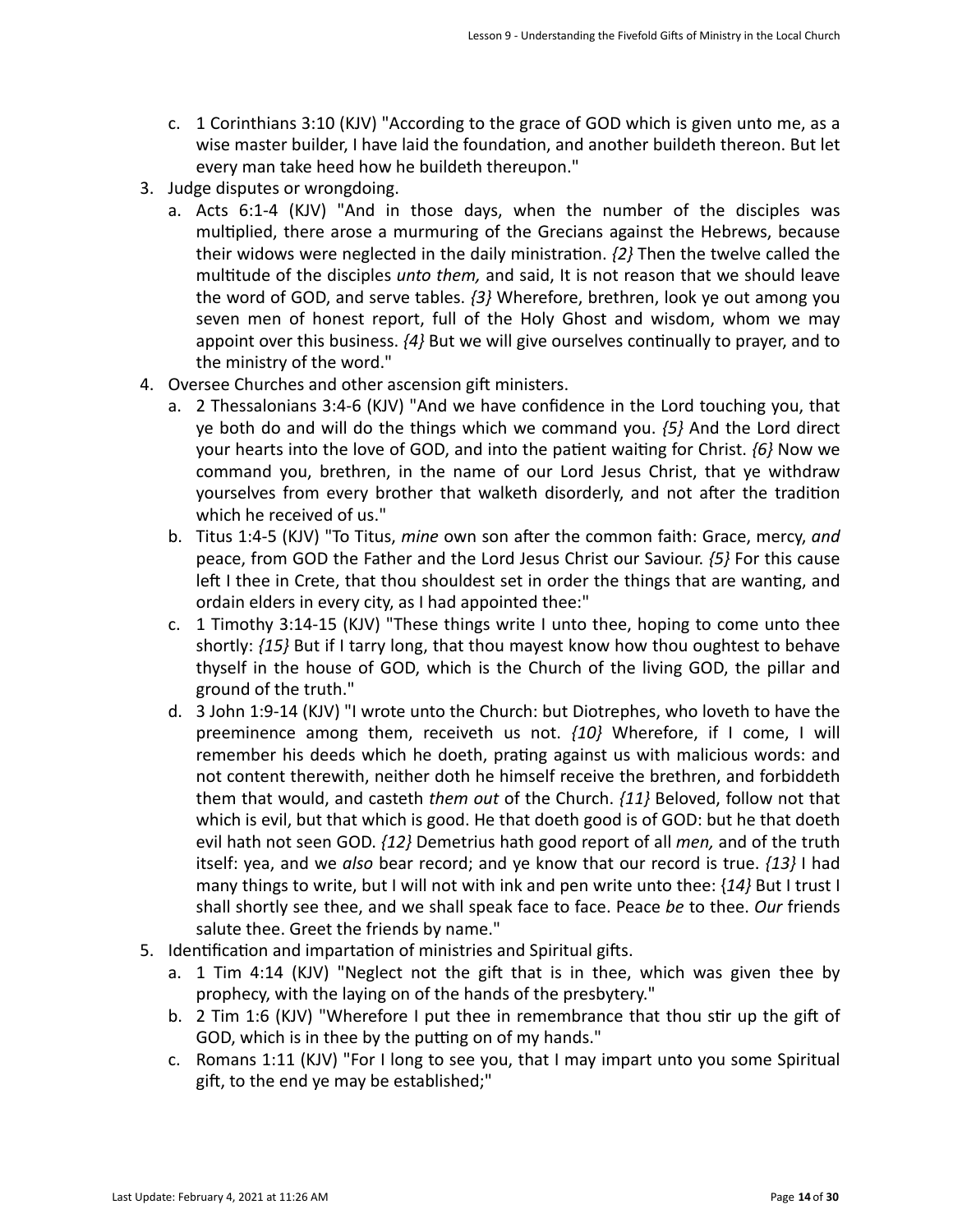c. 1 Corinthians 3:10 (KJV) "According to the grace of GOD which is given unto me, as a wise master builder, I have laid the foundation, and another buildeth thereon. But let every man take heed how he buildeth thereupon."

3. Judge disputes or wrongdoing.
   a. Acts 6:1-4 (KJV) "And in those days, when the number of the disciples was multiplied, there arose a murmuring of the Grecians against the Hebrews, because their widows were neglected in the daily ministration. *{2}* Then the twelve called the multitude of the disciples *unto them,* and said, It is not reason that we should leave the word of GOD, and serve tables. *{3}* Wherefore, brethren, look ye out among you seven men of honest report, full of the Holy Ghost and wisdom, whom we may appoint over this business. *{4}* But we will give ourselves continually to prayer, and to the ministry of the word."

4. Oversee Churches and other ascension gift ministers.
   a. 2 Thessalonians 3:4-6 (KJV) "And we have confidence in the Lord touching you, that ye both do and will do the things which we command you. *{5}* And the Lord direct your hearts into the love of GOD, and into the patient waiting for Christ. *{6}* Now we command you, brethren, in the name of our Lord Jesus Christ, that ye withdraw yourselves from every brother that walketh disorderly, and not after the tradition which he received of us."
   b. Titus 1:4-5 (KJV) "To Titus, *mine* own son after the common faith: Grace, mercy, *and* peace, from GOD the Father and the Lord Jesus Christ our Saviour. *{5}* For this cause left I thee in Crete, that thou shouldest set in order the things that are wanting, and ordain elders in every city, as I had appointed thee:"
   c. 1 Timothy 3:14-15 (KJV) "These things write I unto thee, hoping to come unto thee shortly: *{15}* But if I tarry long, that thou mayest know how thou oughtest to behave thyself in the house of GOD, which is the Church of the living GOD, the pillar and ground of the truth."
   d. 3 John 1:9-14 (KJV) "I wrote unto the Church: but Diotrephes, who loveth to have the preeminence among them, receiveth us not. *{10}* Wherefore, if I come, I will remember his deeds which he doeth, prating against us with malicious words: and not content therewith, neither doth he himself receive the brethren, and forbiddeth them that would, and casteth *them out* of the Church. *{11}* Beloved, follow not that which is evil, but that which is good. He that doeth good is of GOD: but he that doeth evil hath not seen GOD. *{12}* Demetrius hath good report of all *men,* and of the truth itself: yea, and we *also* bear record; and ye know that our record is true. *{13}* I had many things to write, but I will not with ink and pen write unto thee: {*14}* But I trust I shall shortly see thee, and we shall speak face to face. Peace *be* to thee. *Our* friends salute thee. Greet the friends by name."

5. Identification and impartation of ministries and Spiritual gifts.
   a. 1 Tim 4:14 (KJV) "Neglect not the gift that is in thee, which was given thee by prophecy, with the laying on of the hands of the presbytery."
   b. 2 Tim 1:6 (KJV) "Wherefore I put thee in remembrance that thou stir up the gift of GOD, which is in thee by the putting on of my hands."
   c. Romans 1:11 (KJV) "For I long to see you, that I may impart unto you some Spiritual gift, to the end ye may be established;"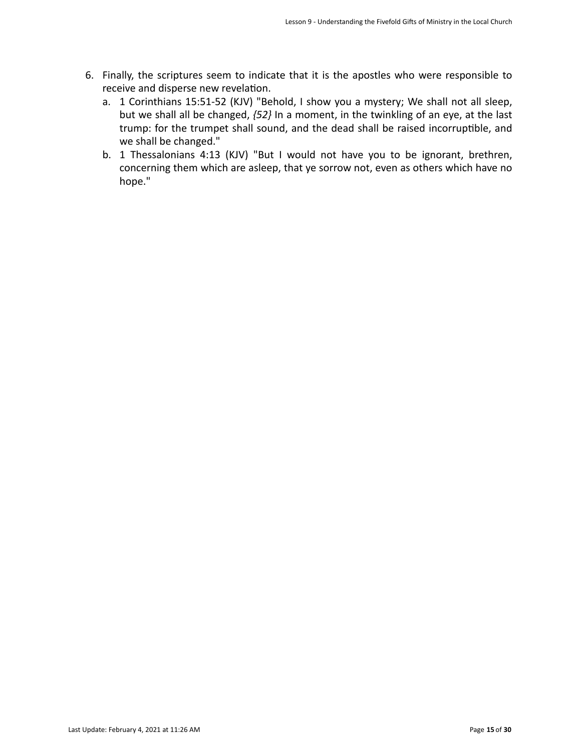6. Finally, the scriptures seem to indicate that it is the apostles who were responsible to receive and disperse new revelation.
    a. 1 Corinthians 15:51-52 (KJV) "Behold, I show you a mystery; We shall not all sleep, but we shall all be changed, *{52}* In a moment, in the twinkling of an eye, at the last trump: for the trumpet shall sound, and the dead shall be raised incorruptible, and we shall be changed."
    b. 1 Thessalonians 4:13 (KJV) "But I would not have you to be ignorant, brethren, concerning them which are asleep, that ye sorrow not, even as others which have no hope."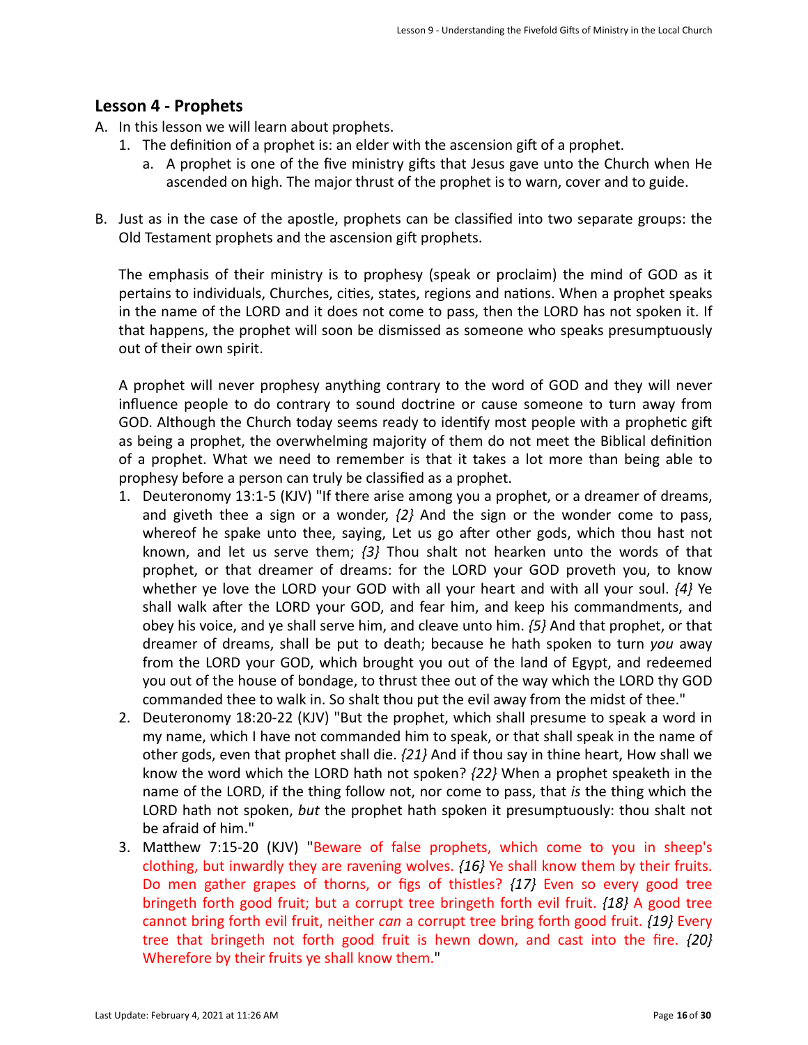## Lesson 4 - Prophets

A. In this lesson we will learn about prophets.
   1. The definition of a prophet is: an elder with the ascension gift of a prophet.
      a. A prophet is one of the five ministry gifts that Jesus gave unto the Church when He ascended on high. The major thrust of the prophet is to warn, cover and to guide.

B. Just as in the case of the apostle, prophets can be classified into two separate groups: the Old Testament prophets and the ascension gift prophets.

   The emphasis of their ministry is to prophesy (speak or proclaim) the mind of GOD as it pertains to individuals, Churches, cities, states, regions and nations. When a prophet speaks in the name of the LORD and it does not come to pass, then the LORD has not spoken it. If that happens, the prophet will soon be dismissed as someone who speaks presumptuously out of their own spirit.

   A prophet will never prophesy anything contrary to the word of GOD and they will never influence people to do contrary to sound doctrine or cause someone to turn away from GOD. Although the Church today seems ready to identify most people with a prophetic gift as being a prophet, the overwhelming majority of them do not meet the Biblical definition of a prophet. What we need to remember is that it takes a lot more than being able to prophesy before a person can truly be classified as a prophet.

   1. Deuteronomy 13:1-5 (KJV) "If there arise among you a prophet, or a dreamer of dreams, and giveth thee a sign or a wonder, *{2}* And the sign or the wonder come to pass, whereof he spake unto thee, saying, Let us go after other gods, which thou hast not known, and let us serve them; *{3}* Thou shalt not hearken unto the words of that prophet, or that dreamer of dreams: for the LORD your GOD proveth you, to know whether ye love the LORD your GOD with all your heart and with all your soul. *{4}* Ye shall walk after the LORD your GOD, and fear him, and keep his commandments, and obey his voice, and ye shall serve him, and cleave unto him. *{5}* And that prophet, or that dreamer of dreams, shall be put to death; because he hath spoken to turn *you* away from the LORD your GOD, which brought you out of the land of Egypt, and redeemed you out of the house of bondage, to thrust thee out of the way which the LORD thy GOD commanded thee to walk in. So shalt thou put the evil away from the midst of thee."
   2. Deuteronomy 18:20-22 (KJV) "But the prophet, which shall presume to speak a word in my name, which I have not commanded him to speak, or that shall speak in the name of other gods, even that prophet shall die. *{21}* And if thou say in thine heart, How shall we know the word which the LORD hath not spoken? *{22}* When a prophet speaketh in the name of the LORD, if the thing follow not, nor come to pass, that *is* the thing which the LORD hath not spoken, *but* the prophet hath spoken it presumptuously: thou shalt not be afraid of him."
   3. Matthew 7:15-20 (KJV) "Beware of false prophets, which come to you in sheep's clothing, but inwardly they are ravening wolves. *{16}* Ye shall know them by their fruits. Do men gather grapes of thorns, or figs of thistles? *{17}* Even so every good tree bringeth forth good fruit; but a corrupt tree bringeth forth evil fruit. *{18}* A good tree cannot bring forth evil fruit, neither *can* a corrupt tree bring forth good fruit. *{19}* Every tree that bringeth not forth good fruit is hewn down, and cast into the fire. *{20}* Wherefore by their fruits ye shall know them."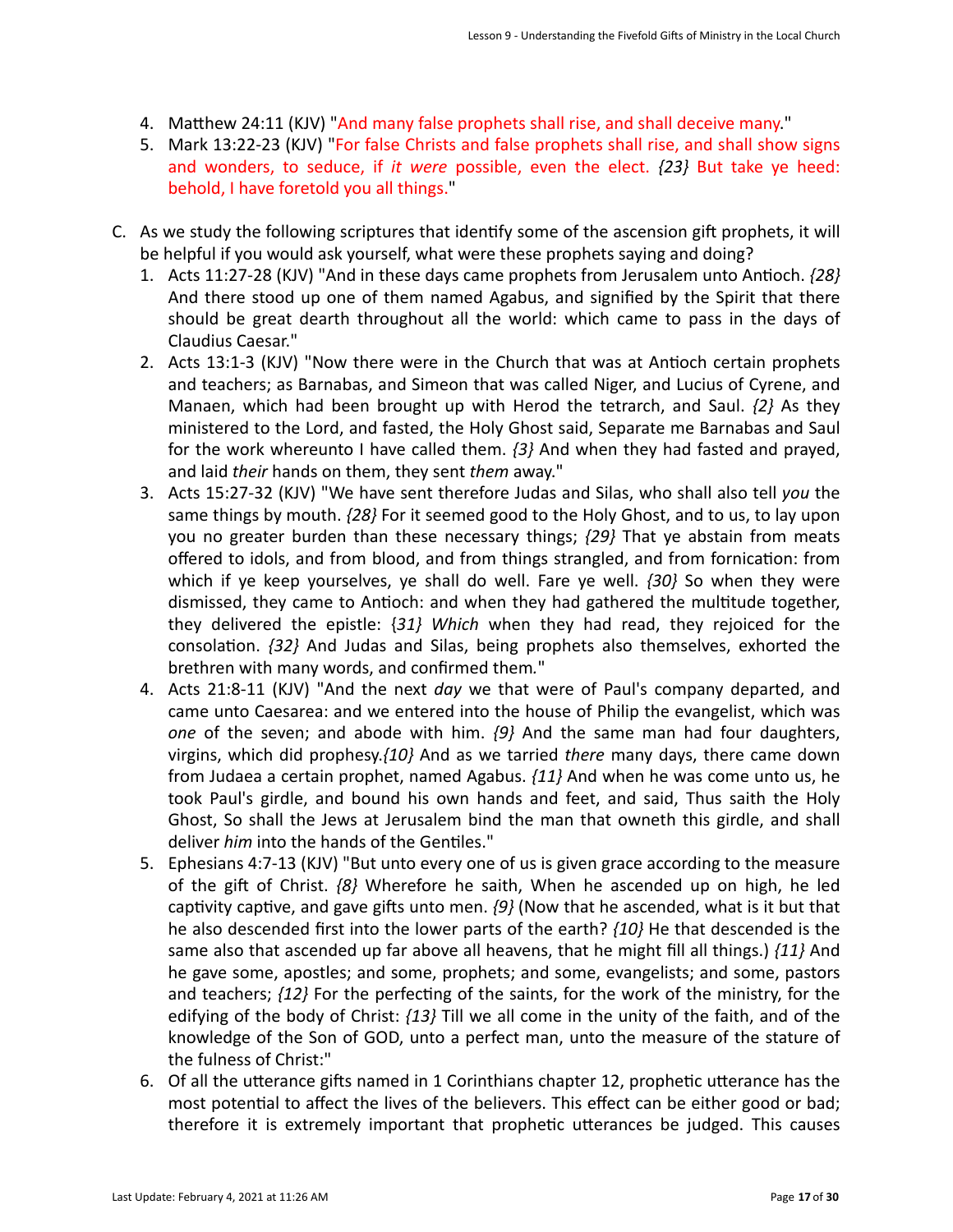4. Matthew 24:11 (KJV) "And many false prophets shall rise, and shall deceive many."
5. Mark 13:22-23 (KJV) "For false Christs and false prophets shall rise, and shall show signs and wonders, to seduce, if *it were* possible, even the elect. *{23}* But take ye heed: behold, I have foretold you all things."

C. As we study the following scriptures that identify some of the ascension gift prophets, it will be helpful if you would ask yourself, what were these prophets saying and doing?
   1. Acts 11:27-28 (KJV) "And in these days came prophets from Jerusalem unto Antioch. *{28}* And there stood up one of them named Agabus, and signified by the Spirit that there should be great dearth throughout all the world: which came to pass in the days of Claudius Caesar."
   2. Acts 13:1-3 (KJV) "Now there were in the Church that was at Antioch certain prophets and teachers; as Barnabas, and Simeon that was called Niger, and Lucius of Cyrene, and Manaen, which had been brought up with Herod the tetrarch, and Saul. *{2}* As they ministered to the Lord, and fasted, the Holy Ghost said, Separate me Barnabas and Saul for the work whereunto I have called them. *{3}* And when they had fasted and prayed, and laid *their* hands on them, they sent *them* away."
   3. Acts 15:27-32 (KJV) "We have sent therefore Judas and Silas, who shall also tell *you* the same things by mouth. *{28}* For it seemed good to the Holy Ghost, and to us, to lay upon you no greater burden than these necessary things; *{29}* That ye abstain from meats offered to idols, and from blood, and from things strangled, and from fornication: from which if ye keep yourselves, ye shall do well. Fare ye well. *{30}* So when they were dismissed, they came to Antioch: and when they had gathered the multitude together, they delivered the epistle: {*31} Which* when they had read, they rejoiced for the consolation. *{32}* And Judas and Silas, being prophets also themselves, exhorted the brethren with many words, and confirmed them."
   4. Acts 21:8-11 (KJV) "And the next *day* we that were of Paul's company departed, and came unto Caesarea: and we entered into the house of Philip the evangelist, which was *one* of the seven; and abode with him. *{9}* And the same man had four daughters, virgins, which did prophesy.*{10}* And as we tarried *there* many days, there came down from Judaea a certain prophet, named Agabus. *{11}* And when he was come unto us, he took Paul's girdle, and bound his own hands and feet, and said, Thus saith the Holy Ghost, So shall the Jews at Jerusalem bind the man that owneth this girdle, and shall deliver *him* into the hands of the Gentiles."
   5. Ephesians 4:7-13 (KJV) "But unto every one of us is given grace according to the measure of the gift of Christ. *{8}* Wherefore he saith, When he ascended up on high, he led captivity captive, and gave gifts unto men. *{9}* (Now that he ascended, what is it but that he also descended first into the lower parts of the earth? *{10}* He that descended is the same also that ascended up far above all heavens, that he might fill all things.) *{11}* And he gave some, apostles; and some, prophets; and some, evangelists; and some, pastors and teachers; *{12}* For the perfecting of the saints, for the work of the ministry, for the edifying of the body of Christ: *{13}* Till we all come in the unity of the faith, and of the knowledge of the Son of GOD, unto a perfect man, unto the measure of the stature of the fulness of Christ:"
   6. Of all the utterance gifts named in 1 Corinthians chapter 12, prophetic utterance has the most potential to affect the lives of the believers. This effect can be either good or bad; therefore it is extremely important that prophetic utterances be judged. This causes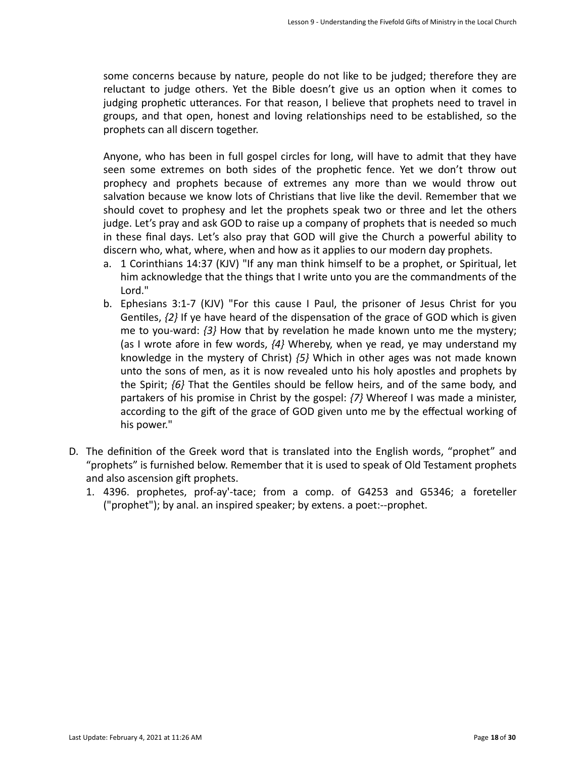some concerns because by nature, people do not like to be judged; therefore they are reluctant to judge others. Yet the Bible doesn't give us an option when it comes to judging prophetic utterances. For that reason, I believe that prophets need to travel in groups, and that open, honest and loving relationships need to be established, so the prophets can all discern together.

Anyone, who has been in full gospel circles for long, will have to admit that they have seen some extremes on both sides of the prophetic fence. Yet we don't throw out prophecy and prophets because of extremes any more than we would throw out salvation because we know lots of Christians that live like the devil. Remember that we should covet to prophesy and let the prophets speak two or three and let the others judge. Let's pray and ask GOD to raise up a company of prophets that is needed so much in these final days. Let's also pray that GOD will give the Church a powerful ability to discern who, what, where, when and how as it applies to our modern day prophets.

a. 1 Corinthians 14:37 (KJV) "If any man think himself to be a prophet, or Spiritual, let him acknowledge that the things that I write unto you are the commandments of the Lord."
b. Ephesians 3:1-7 (KJV) "For this cause I Paul, the prisoner of Jesus Christ for you Gentiles, *{2}* If ye have heard of the dispensation of the grace of GOD which is given me to you-ward: *{3}* How that by revelation he made known unto me the mystery; (as I wrote afore in few words, *{4}* Whereby, when ye read, ye may understand my knowledge in the mystery of Christ) *{5}* Which in other ages was not made known unto the sons of men, as it is now revealed unto his holy apostles and prophets by the Spirit; *{6}* That the Gentiles should be fellow heirs, and of the same body, and partakers of his promise in Christ by the gospel: *{7}* Whereof I was made a minister, according to the gift of the grace of GOD given unto me by the effectual working of his power."

D. The definition of the Greek word that is translated into the English words, "prophet" and "prophets" is furnished below. Remember that it is used to speak of Old Testament prophets and also ascension gift prophets.
   1. 4396. prophetes, prof-ay'-tace; from a comp. of G4253 and G5346; a foreteller ("prophet"); by anal. an inspired speaker; by extens. a poet:--prophet.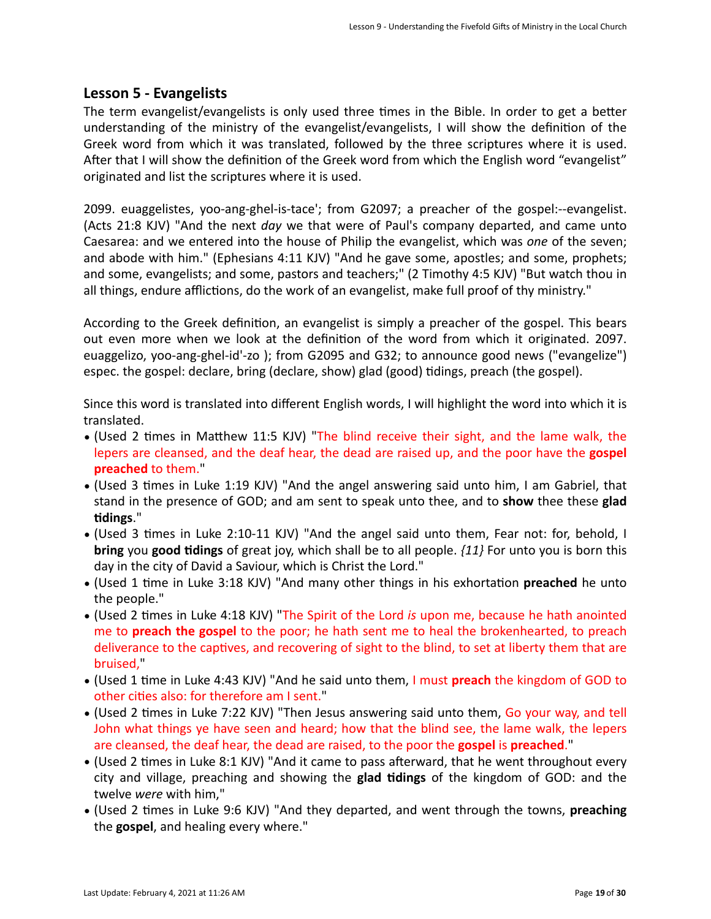## Lesson 5 - Evangelists

The term evangelist/evangelists is only used three times in the Bible. In order to get a better understanding of the ministry of the evangelist/evangelists, I will show the definition of the Greek word from which it was translated, followed by the three scriptures where it is used. After that I will show the definition of the Greek word from which the English word "evangelist" originated and list the scriptures where it is used.

2099. euaggelistes, yoo-ang-ghel-is-tace'; from G2097; a preacher of the gospel:--evangelist. (Acts 21:8 KJV) "And the next *day* we that were of Paul's company departed, and came unto Caesarea: and we entered into the house of Philip the evangelist, which was *one* of the seven; and abode with him." (Ephesians 4:11 KJV) "And he gave some, apostles; and some, prophets; and some, evangelists; and some, pastors and teachers;" (2 Timothy 4:5 KJV) "But watch thou in all things, endure afflictions, do the work of an evangelist, make full proof of thy ministry."

According to the Greek definition, an evangelist is simply a preacher of the gospel. This bears out even more when we look at the definition of the word from which it originated. 2097. euaggelizo, yoo-ang-ghel-id'-zo ); from G2095 and G32; to announce good news ("evangelize") espec. the gospel: declare, bring (declare, show) glad (good) tidings, preach (the gospel).

Since this word is translated into different English words, I will highlight the word into which it is translated.

- (Used 2 times in Matthew 11:5 KJV) "The blind receive their sight, and the lame walk, the lepers are cleansed, and the deaf hear, the dead are raised up, and the poor have the **gospel preached** to them."
- (Used 3 times in Luke 1:19 KJV) "And the angel answering said unto him, I am Gabriel, that stand in the presence of GOD; and am sent to speak unto thee, and to **show** thee these **glad tidings**."
- (Used 3 times in Luke 2:10-11 KJV) "And the angel said unto them, Fear not: for, behold, I **bring** you **good tidings** of great joy, which shall be to all people. *{11}* For unto you is born this day in the city of David a Saviour, which is Christ the Lord."
- (Used 1 time in Luke 3:18 KJV) "And many other things in his exhortation **preached** he unto the people."
- (Used 2 times in Luke 4:18 KJV) "The Spirit of the Lord *is* upon me, because he hath anointed me to **preach the gospel** to the poor; he hath sent me to heal the brokenhearted, to preach deliverance to the captives, and recovering of sight to the blind, to set at liberty them that are bruised,"
- (Used 1 time in Luke 4:43 KJV) "And he said unto them, I must **preach** the kingdom of GOD to other cities also: for therefore am I sent."
- (Used 2 times in Luke 7:22 KJV) "Then Jesus answering said unto them, Go your way, and tell John what things ye have seen and heard; how that the blind see, the lame walk, the lepers are cleansed, the deaf hear, the dead are raised, to the poor the **gospel** is **preached**."
- (Used 2 times in Luke 8:1 KJV) "And it came to pass afterward, that he went throughout every city and village, preaching and showing the **glad tidings** of the kingdom of GOD: and the twelve *were* with him,"
- (Used 2 times in Luke 9:6 KJV) "And they departed, and went through the towns, **preaching** the **gospel**, and healing every where."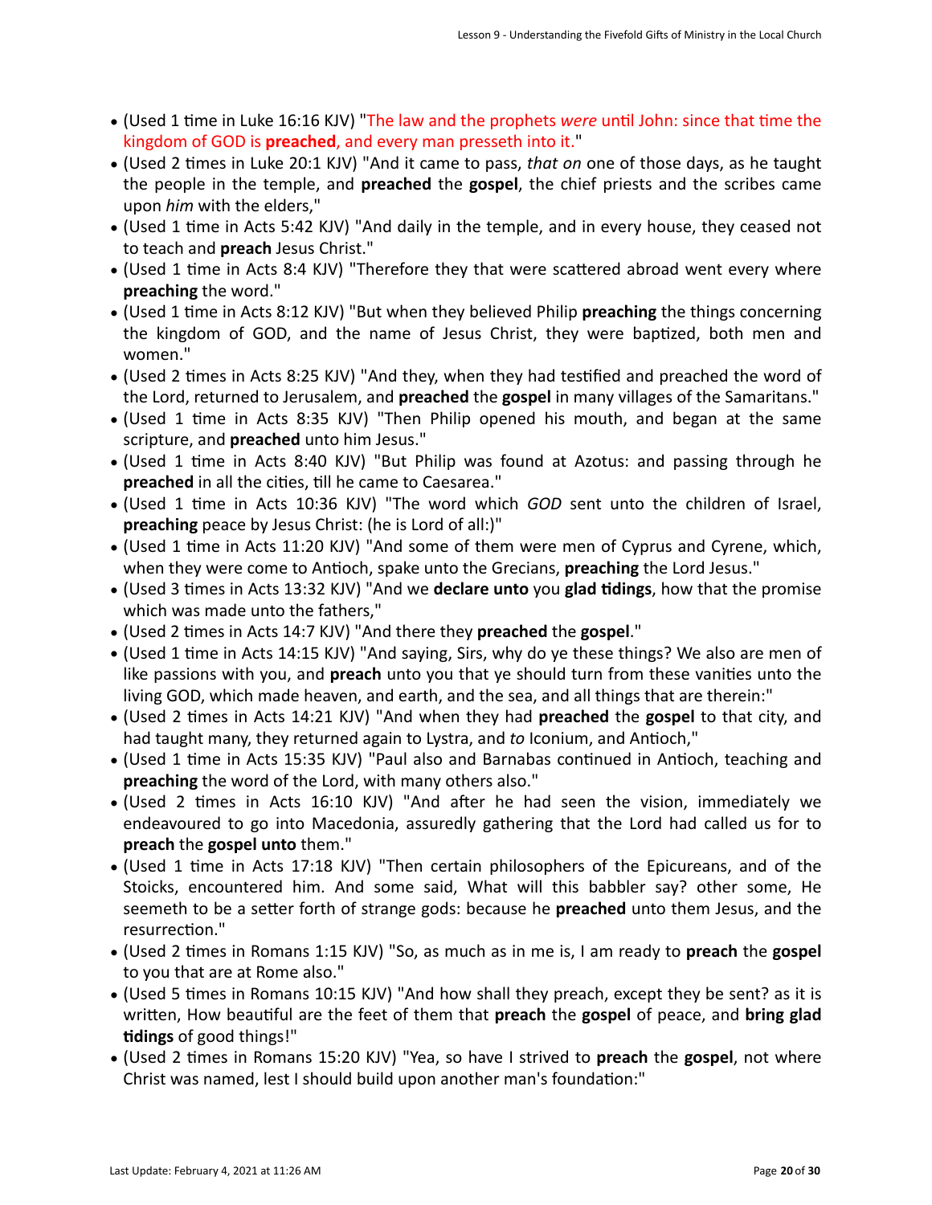- (Used 1 time in Luke 16:16 KJV) "The law and the prophets *were* until John: since that time the kingdom of GOD is **preached**, and every man presseth into it."
- (Used 2 times in Luke 20:1 KJV) "And it came to pass, *that on* one of those days, as he taught the people in the temple, and **preached** the **gospel**, the chief priests and the scribes came upon *him* with the elders,"
- (Used 1 time in Acts 5:42 KJV) "And daily in the temple, and in every house, they ceased not to teach and **preach** Jesus Christ."
- (Used 1 time in Acts 8:4 KJV) "Therefore they that were scattered abroad went every where **preaching** the word."
- (Used 1 time in Acts 8:12 KJV) "But when they believed Philip **preaching** the things concerning the kingdom of GOD, and the name of Jesus Christ, they were baptized, both men and women."
- (Used 2 times in Acts 8:25 KJV) "And they, when they had testified and preached the word of the Lord, returned to Jerusalem, and **preached** the **gospel** in many villages of the Samaritans."
- (Used 1 time in Acts 8:35 KJV) "Then Philip opened his mouth, and began at the same scripture, and **preached** unto him Jesus."
- (Used 1 time in Acts 8:40 KJV) "But Philip was found at Azotus: and passing through he **preached** in all the cities, till he came to Caesarea."
- (Used 1 time in Acts 10:36 KJV) "The word which *GOD* sent unto the children of Israel, **preaching** peace by Jesus Christ: (he is Lord of all:)"
- (Used 1 time in Acts 11:20 KJV) "And some of them were men of Cyprus and Cyrene, which, when they were come to Antioch, spake unto the Grecians, **preaching** the Lord Jesus."
- (Used 3 times in Acts 13:32 KJV) "And we **declare unto** you **glad tidings**, how that the promise which was made unto the fathers,"
- (Used 2 times in Acts 14:7 KJV) "And there they **preached** the **gospel**."
- (Used 1 time in Acts 14:15 KJV) "And saying, Sirs, why do ye these things? We also are men of like passions with you, and **preach** unto you that ye should turn from these vanities unto the living GOD, which made heaven, and earth, and the sea, and all things that are therein:"
- (Used 2 times in Acts 14:21 KJV) "And when they had **preached** the **gospel** to that city, and had taught many, they returned again to Lystra, and *to* Iconium, and Antioch,"
- (Used 1 time in Acts 15:35 KJV) "Paul also and Barnabas continued in Antioch, teaching and **preaching** the word of the Lord, with many others also."
- (Used 2 times in Acts 16:10 KJV) "And after he had seen the vision, immediately we endeavoured to go into Macedonia, assuredly gathering that the Lord had called us for to **preach** the **gospel unto** them."
- (Used 1 time in Acts 17:18 KJV) "Then certain philosophers of the Epicureans, and of the Stoicks, encountered him. And some said, What will this babbler say? other some, He seemeth to be a setter forth of strange gods: because he **preached** unto them Jesus, and the resurrection."
- (Used 2 times in Romans 1:15 KJV) "So, as much as in me is, I am ready to **preach** the **gospel** to you that are at Rome also."
- (Used 5 times in Romans 10:15 KJV) "And how shall they preach, except they be sent? as it is written, How beautiful are the feet of them that **preach** the **gospel** of peace, and **bring glad tidings** of good things!"
- (Used 2 times in Romans 15:20 KJV) "Yea, so have I strived to **preach** the **gospel**, not where Christ was named, lest I should build upon another man's foundation:"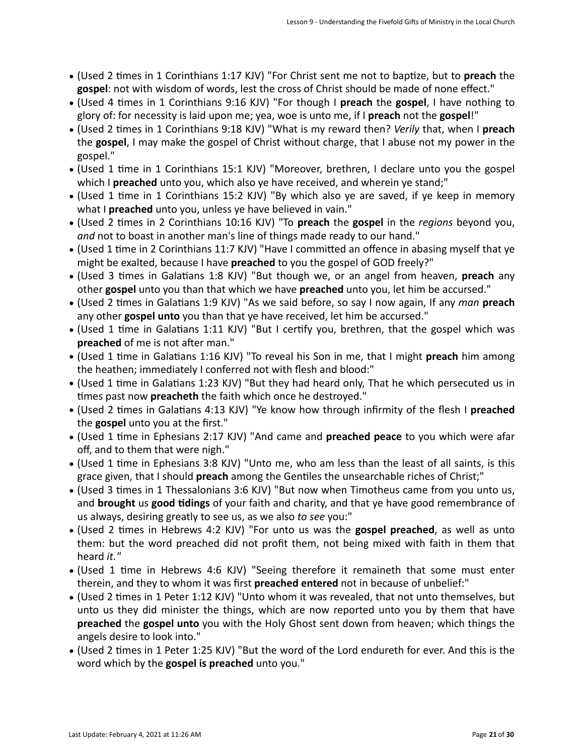- (Used 2 times in 1 Corinthians 1:17 KJV) "For Christ sent me not to baptize, but to **preach** the **gospel**: not with wisdom of words, lest the cross of Christ should be made of none effect."
- (Used 4 times in 1 Corinthians 9:16 KJV) "For though I **preach** the **gospel**, I have nothing to glory of: for necessity is laid upon me; yea, woe is unto me, if I **preach** not the **gospel**!"
- (Used 2 times in 1 Corinthians 9:18 KJV) "What is my reward then? *Verily* that, when I **preach** the **gospel**, I may make the gospel of Christ without charge, that I abuse not my power in the gospel."
- (Used 1 time in 1 Corinthians 15:1 KJV) "Moreover, brethren, I declare unto you the gospel which I **preached** unto you, which also ye have received, and wherein ye stand;"
- (Used 1 time in 1 Corinthians 15:2 KJV) "By which also ye are saved, if ye keep in memory what I **preached** unto you, unless ye have believed in vain."
- (Used 2 times in 2 Corinthians 10:16 KJV) "To **preach** the **gospel** in the *regions* beyond you, *and* not to boast in another man's line of things made ready to our hand."
- (Used 1 time in 2 Corinthians 11:7 KJV) "Have I committed an offence in abasing myself that ye might be exalted, because I have **preached** to you the gospel of GOD freely?"
- (Used 3 times in Galatians 1:8 KJV) "But though we, or an angel from heaven, **preach** any other **gospel** unto you than that which we have **preached** unto you, let him be accursed."
- (Used 2 times in Galatians 1:9 KJV) "As we said before, so say I now again, If any *man* **preach** any other **gospel unto** you than that ye have received, let him be accursed."
- (Used 1 time in Galatians 1:11 KJV) "But I certify you, brethren, that the gospel which was **preached** of me is not after man."
- (Used 1 time in Galatians 1:16 KJV) "To reveal his Son in me, that I might **preach** him among the heathen; immediately I conferred not with flesh and blood:"
- (Used 1 time in Galatians 1:23 KJV) "But they had heard only, That he which persecuted us in times past now **preacheth** the faith which once he destroyed."
- (Used 2 times in Galatians 4:13 KJV) "Ye know how through infirmity of the flesh I **preached** the **gospel** unto you at the first."
- (Used 1 time in Ephesians 2:17 KJV) "And came and **preached peace** to you which were afar off, and to them that were nigh."
- (Used 1 time in Ephesians 3:8 KJV) "Unto me, who am less than the least of all saints, is this grace given, that I should **preach** among the Gentiles the unsearchable riches of Christ;"
- (Used 3 times in 1 Thessalonians 3:6 KJV) "But now when Timotheus came from you unto us, and **brought** us **good tidings** of your faith and charity, and that ye have good remembrance of us always, desiring greatly to see us, as we also *to see* you:"
- (Used 2 times in Hebrews 4:2 KJV) "For unto us was the **gospel preached**, as well as unto them: but the word preached did not profit them, not being mixed with faith in them that heard *it."*
- (Used 1 time in Hebrews 4:6 KJV) "Seeing therefore it remaineth that some must enter therein, and they to whom it was first **preached entered** not in because of unbelief:"
- (Used 2 times in 1 Peter 1:12 KJV) "Unto whom it was revealed, that not unto themselves, but unto us they did minister the things, which are now reported unto you by them that have **preached** the **gospel unto** you with the Holy Ghost sent down from heaven; which things the angels desire to look into."
- (Used 2 times in 1 Peter 1:25 KJV) "But the word of the Lord endureth for ever. And this is the word which by the **gospel is preached** unto you."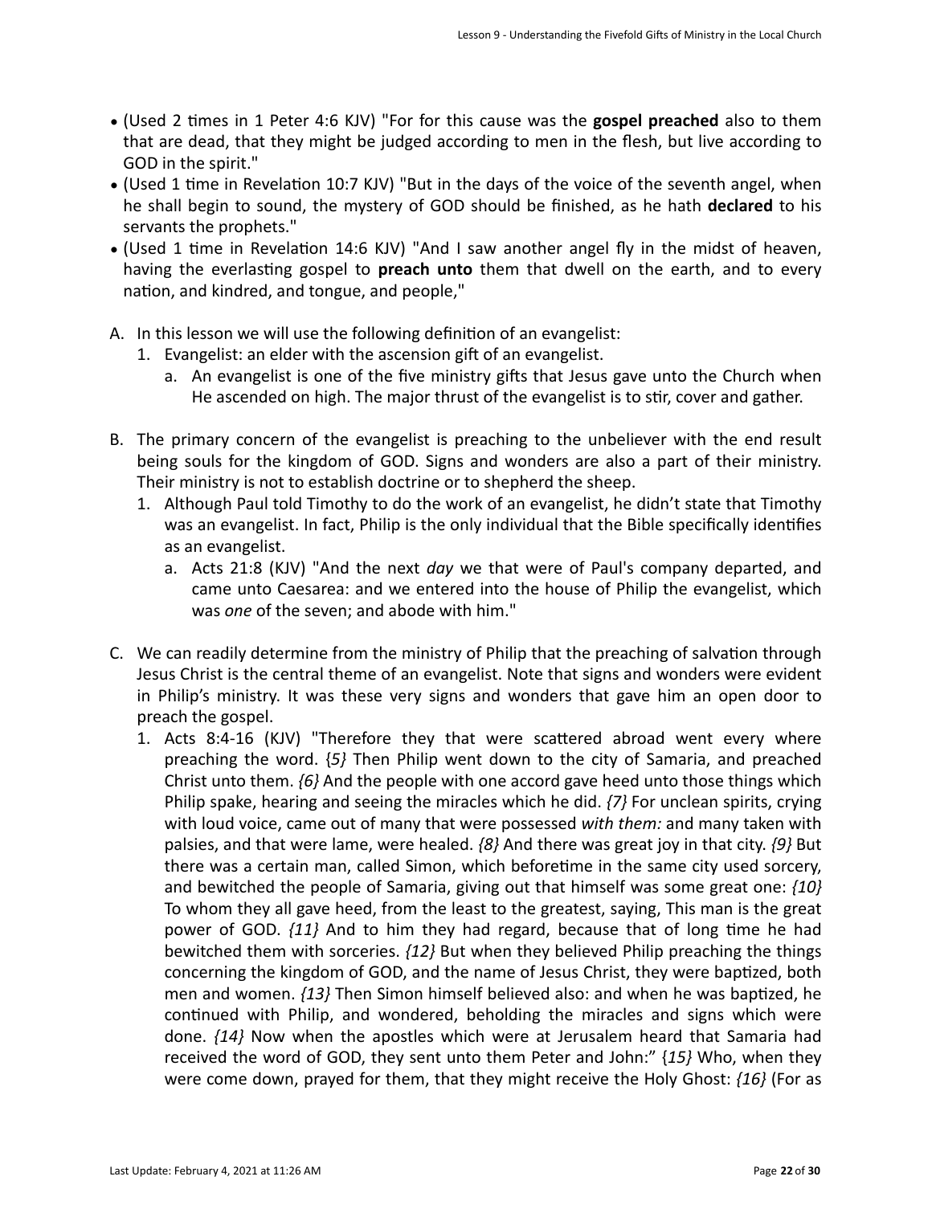- (Used 2 times in 1 Peter 4:6 KJV) "For for this cause was the **gospel preached** also to them that are dead, that they might be judged according to men in the flesh, but live according to GOD in the spirit."
- (Used 1 time in Revelation 10:7 KJV) "But in the days of the voice of the seventh angel, when he shall begin to sound, the mystery of GOD should be finished, as he hath **declared** to his servants the prophets."
- (Used 1 time in Revelation 14:6 KJV) "And I saw another angel fly in the midst of heaven, having the everlasting gospel to **preach unto** them that dwell on the earth, and to every nation, and kindred, and tongue, and people,"

A. In this lesson we will use the following definition of an evangelist:
   1. Evangelist: an elder with the ascension gift of an evangelist.
      a. An evangelist is one of the five ministry gifts that Jesus gave unto the Church when He ascended on high. The major thrust of the evangelist is to stir, cover and gather.

B. The primary concern of the evangelist is preaching to the unbeliever with the end result being souls for the kingdom of GOD. Signs and wonders are also a part of their ministry. Their ministry is not to establish doctrine or to shepherd the sheep.
   1. Although Paul told Timothy to do the work of an evangelist, he didn't state that Timothy was an evangelist. In fact, Philip is the only individual that the Bible specifically identifies as an evangelist.
      a. Acts 21:8 (KJV) "And the next *day* we that were of Paul's company departed, and came unto Caesarea: and we entered into the house of Philip the evangelist, which was *one* of the seven; and abode with him."

C. We can readily determine from the ministry of Philip that the preaching of salvation through Jesus Christ is the central theme of an evangelist. Note that signs and wonders were evident in Philip's ministry. It was these very signs and wonders that gave him an open door to preach the gospel.
   1. Acts 8:4-16 (KJV) "Therefore they that were scattered abroad went every where preaching the word. {*5*} Then Philip went down to the city of Samaria, and preached Christ unto them. *{6}* And the people with one accord gave heed unto those things which Philip spake, hearing and seeing the miracles which he did. *{7}* For unclean spirits, crying with loud voice, came out of many that were possessed *with them:* and many taken with palsies, and that were lame, were healed. *{8}* And there was great joy in that city. *{9}* But there was a certain man, called Simon, which beforetime in the same city used sorcery, and bewitched the people of Samaria, giving out that himself was some great one: *{10}* To whom they all gave heed, from the least to the greatest, saying, This man is the great power of GOD. *{11}* And to him they had regard, because that of long time he had bewitched them with sorceries. *{12}* But when they believed Philip preaching the things concerning the kingdom of GOD, and the name of Jesus Christ, they were baptized, both men and women. *{13}* Then Simon himself believed also: and when he was baptized, he continued with Philip, and wondered, beholding the miracles and signs which were done. *{14}* Now when the apostles which were at Jerusalem heard that Samaria had received the word of GOD, they sent unto them Peter and John:" {*15*} Who, when they were come down, prayed for them, that they might receive the Holy Ghost: *{16}* (For as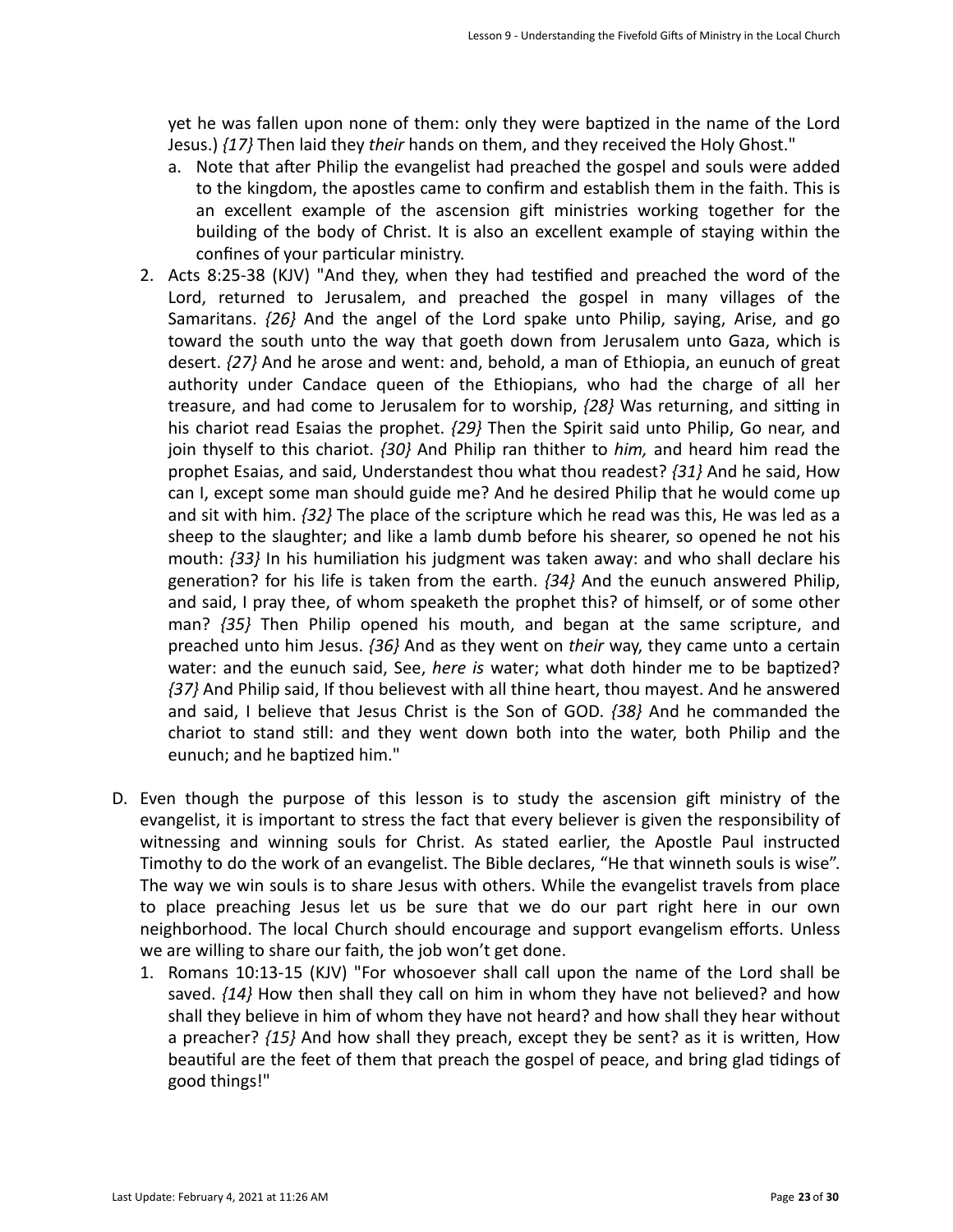yet he was fallen upon none of them: only they were baptized in the name of the Lord Jesus.) *{17}* Then laid they *their* hands on them, and they received the Holy Ghost."

   a. Note that after Philip the evangelist had preached the gospel and souls were added to the kingdom, the apostles came to confirm and establish them in the faith. This is an excellent example of the ascension gift ministries working together for the building of the body of Christ. It is also an excellent example of staying within the confines of your particular ministry.

2. Acts 8:25-38 (KJV) "And they, when they had testified and preached the word of the Lord, returned to Jerusalem, and preached the gospel in many villages of the Samaritans. *{26}* And the angel of the Lord spake unto Philip, saying, Arise, and go toward the south unto the way that goeth down from Jerusalem unto Gaza, which is desert. *{27}* And he arose and went: and, behold, a man of Ethiopia, an eunuch of great authority under Candace queen of the Ethiopians, who had the charge of all her treasure, and had come to Jerusalem for to worship, *{28}* Was returning, and sitting in his chariot read Esaias the prophet. *{29}* Then the Spirit said unto Philip, Go near, and join thyself to this chariot. *{30}* And Philip ran thither to *him,* and heard him read the prophet Esaias, and said, Understandest thou what thou readest? *{31}* And he said, How can I, except some man should guide me? And he desired Philip that he would come up and sit with him. *{32}* The place of the scripture which he read was this, He was led as a sheep to the slaughter; and like a lamb dumb before his shearer, so opened he not his mouth: *{33}* In his humiliation his judgment was taken away: and who shall declare his generation? for his life is taken from the earth. *{34}* And the eunuch answered Philip, and said, I pray thee, of whom speaketh the prophet this? of himself, or of some other man? *{35}* Then Philip opened his mouth, and began at the same scripture, and preached unto him Jesus. *{36}* And as they went on *their* way, they came unto a certain water: and the eunuch said, See, *here is* water; what doth hinder me to be baptized? *{37}* And Philip said, If thou believest with all thine heart, thou mayest. And he answered and said, I believe that Jesus Christ is the Son of GOD. *{38}* And he commanded the chariot to stand still: and they went down both into the water, both Philip and the eunuch; and he baptized him."

D. Even though the purpose of this lesson is to study the ascension gift ministry of the evangelist, it is important to stress the fact that every believer is given the responsibility of witnessing and winning souls for Christ. As stated earlier, the Apostle Paul instructed Timothy to do the work of an evangelist. The Bible declares, "He that winneth souls is wise". The way we win souls is to share Jesus with others. While the evangelist travels from place to place preaching Jesus let us be sure that we do our part right here in our own neighborhood. The local Church should encourage and support evangelism efforts. Unless we are willing to share our faith, the job won't get done.

   1. Romans 10:13-15 (KJV) "For whosoever shall call upon the name of the Lord shall be saved. *{14}* How then shall they call on him in whom they have not believed? and how shall they believe in him of whom they have not heard? and how shall they hear without a preacher? *{15}* And how shall they preach, except they be sent? as it is written, How beautiful are the feet of them that preach the gospel of peace, and bring glad tidings of good things!"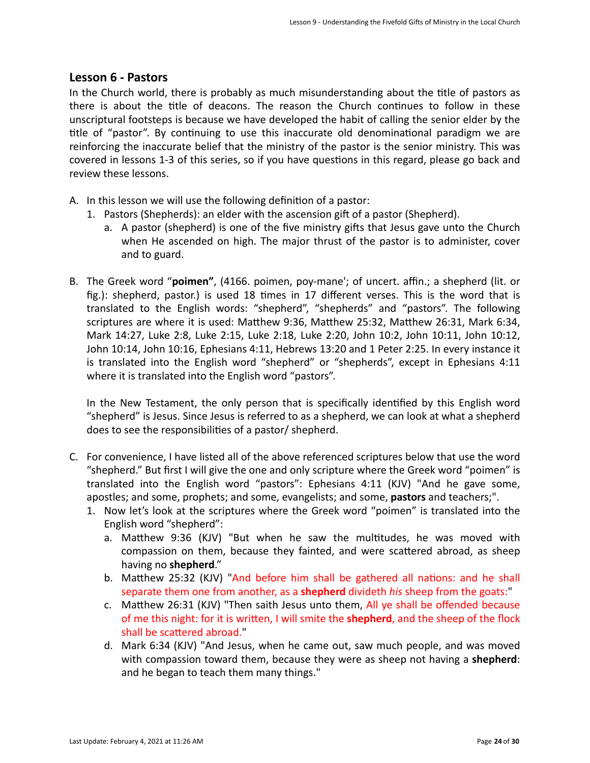## Lesson 6 - Pastors

In the Church world, there is probably as much misunderstanding about the title of pastors as there is about the title of deacons. The reason the Church continues to follow in these unscriptural footsteps is because we have developed the habit of calling the senior elder by the title of "pastor". By continuing to use this inaccurate old denominational paradigm we are reinforcing the inaccurate belief that the ministry of the pastor is the senior ministry. This was covered in lessons 1-3 of this series, so if you have questions in this regard, please go back and review these lessons.

A. In this lesson we will use the following definition of a pastor:
   1. Pastors (Shepherds): an elder with the ascension gift of a pastor (Shepherd).
      a. A pastor (shepherd) is one of the five ministry gifts that Jesus gave unto the Church when He ascended on high. The major thrust of the pastor is to administer, cover and to guard.

B. The Greek word "**poimen"**, (4166. poimen, poy-mane'; of uncert. affin.; a shepherd (lit. or fig.): shepherd, pastor.) is used 18 times in 17 different verses. This is the word that is translated to the English words: "shepherd", "shepherds" and "pastors". The following scriptures are where it is used: Matthew 9:36, Matthew 25:32, Matthew 26:31, Mark 6:34, Mark 14:27, Luke 2:8, Luke 2:15, Luke 2:18, Luke 2:20, John 10:2, John 10:11, John 10:12, John 10:14, John 10:16, Ephesians 4:11, Hebrews 13:20 and 1 Peter 2:25. In every instance it is translated into the English word "shepherd" or "shepherds", except in Ephesians 4:11 where it is translated into the English word "pastors".

   In the New Testament, the only person that is specifically identified by this English word "shepherd" is Jesus. Since Jesus is referred to as a shepherd, we can look at what a shepherd does to see the responsibilities of a pastor/ shepherd.

C. For convenience, I have listed all of the above referenced scriptures below that use the word "shepherd." But first I will give the one and only scripture where the Greek word "poimen" is translated into the English word "pastors": Ephesians 4:11 (KJV) "And he gave some, apostles; and some, prophets; and some, evangelists; and some, **pastors** and teachers;".
   1. Now let's look at the scriptures where the Greek word "poimen" is translated into the English word "shepherd":
      a. Matthew 9:36 (KJV) "But when he saw the multitudes, he was moved with compassion on them, because they fainted, and were scattered abroad, as sheep having no **shepherd**."
      b. Matthew 25:32 (KJV) "And before him shall be gathered all nations: and he shall separate them one from another, as a **shepherd** divideth *his* sheep from the goats:"
      c. Matthew 26:31 (KJV) "Then saith Jesus unto them, All ye shall be offended because of me this night: for it is written, I will smite the **shepherd**, and the sheep of the flock shall be scattered abroad."
      d. Mark 6:34 (KJV) "And Jesus, when he came out, saw much people, and was moved with compassion toward them, because they were as sheep not having a **shepherd**: and he began to teach them many things."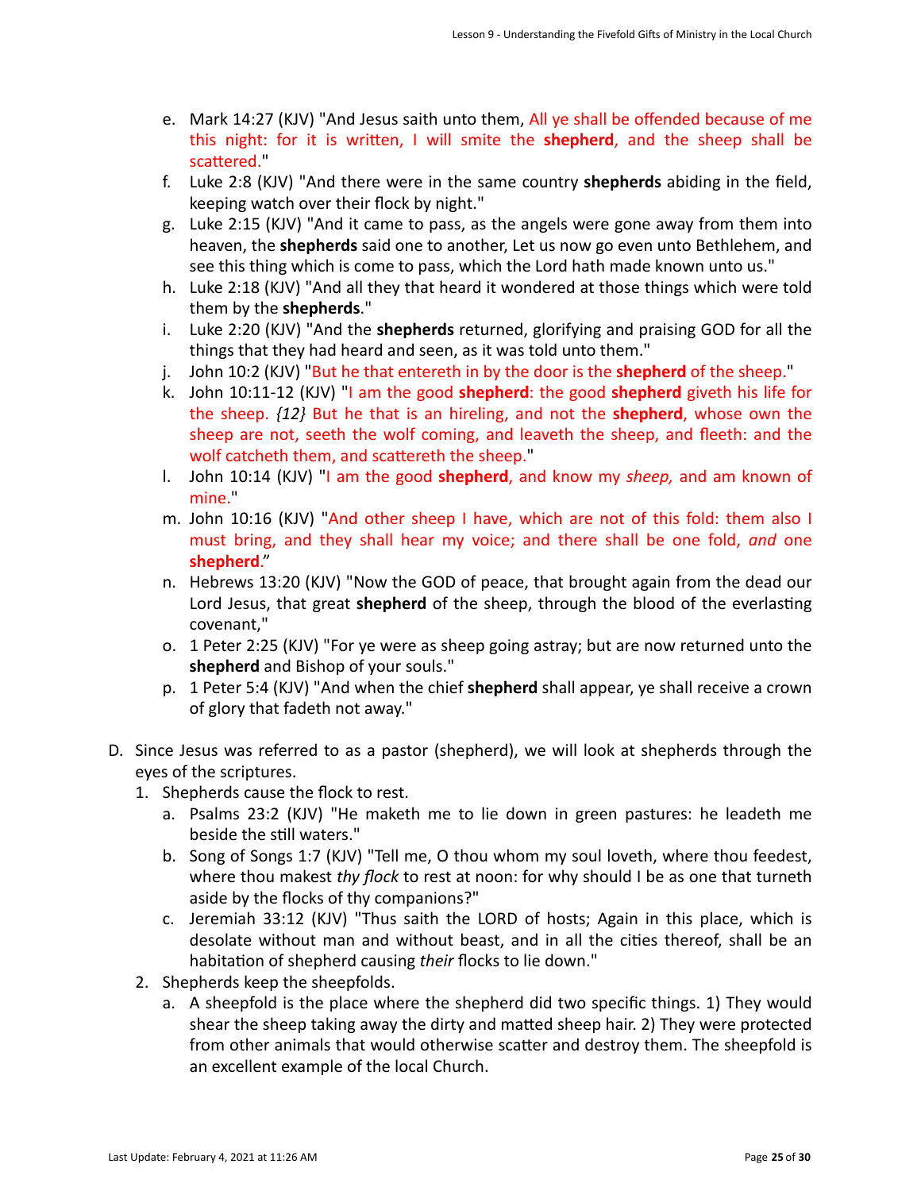e. Mark 14:27 (KJV) "And Jesus saith unto them, All ye shall be offended because of me this night: for it is written, I will smite the **shepherd**, and the sheep shall be scattered."
f. Luke 2:8 (KJV) "And there were in the same country **shepherds** abiding in the field, keeping watch over their flock by night."
g. Luke 2:15 (KJV) "And it came to pass, as the angels were gone away from them into heaven, the **shepherds** said one to another, Let us now go even unto Bethlehem, and see this thing which is come to pass, which the Lord hath made known unto us."
h. Luke 2:18 (KJV) "And all they that heard it wondered at those things which were told them by the **shepherds**."
i. Luke 2:20 (KJV) "And the **shepherds** returned, glorifying and praising GOD for all the things that they had heard and seen, as it was told unto them."
j. John 10:2 (KJV) "But he that entereth in by the door is the **shepherd** of the sheep."
k. John 10:11-12 (KJV) "I am the good **shepherd**: the good **shepherd** giveth his life for the sheep. *{12}* But he that is an hireling, and not the **shepherd**, whose own the sheep are not, seeth the wolf coming, and leaveth the sheep, and fleeth: and the wolf catcheth them, and scattereth the sheep."
l. John 10:14 (KJV) "I am the good **shepherd**, and know my *sheep,* and am known of mine."
m. John 10:16 (KJV) "And other sheep I have, which are not of this fold: them also I must bring, and they shall hear my voice; and there shall be one fold, *and* one **shepherd**."
n. Hebrews 13:20 (KJV) "Now the GOD of peace, that brought again from the dead our Lord Jesus, that great **shepherd** of the sheep, through the blood of the everlasting covenant,"
o. 1 Peter 2:25 (KJV) "For ye were as sheep going astray; but are now returned unto the **shepherd** and Bishop of your souls."
p. 1 Peter 5:4 (KJV) "And when the chief **shepherd** shall appear, ye shall receive a crown of glory that fadeth not away."

D. Since Jesus was referred to as a pastor (shepherd), we will look at shepherds through the eyes of the scriptures.
   1. Shepherds cause the flock to rest.
      a. Psalms 23:2 (KJV) "He maketh me to lie down in green pastures: he leadeth me beside the still waters."
      b. Song of Songs 1:7 (KJV) "Tell me, O thou whom my soul loveth, where thou feedest, where thou makest *thy flock* to rest at noon: for why should I be as one that turneth aside by the flocks of thy companions?"
      c. Jeremiah 33:12 (KJV) "Thus saith the LORD of hosts; Again in this place, which is desolate without man and without beast, and in all the cities thereof, shall be an habitation of shepherd causing *their* flocks to lie down."
   2. Shepherds keep the sheepfolds.
      a. A sheepfold is the place where the shepherd did two specific things. 1) They would shear the sheep taking away the dirty and matted sheep hair. 2) They were protected from other animals that would otherwise scatter and destroy them. The sheepfold is an excellent example of the local Church.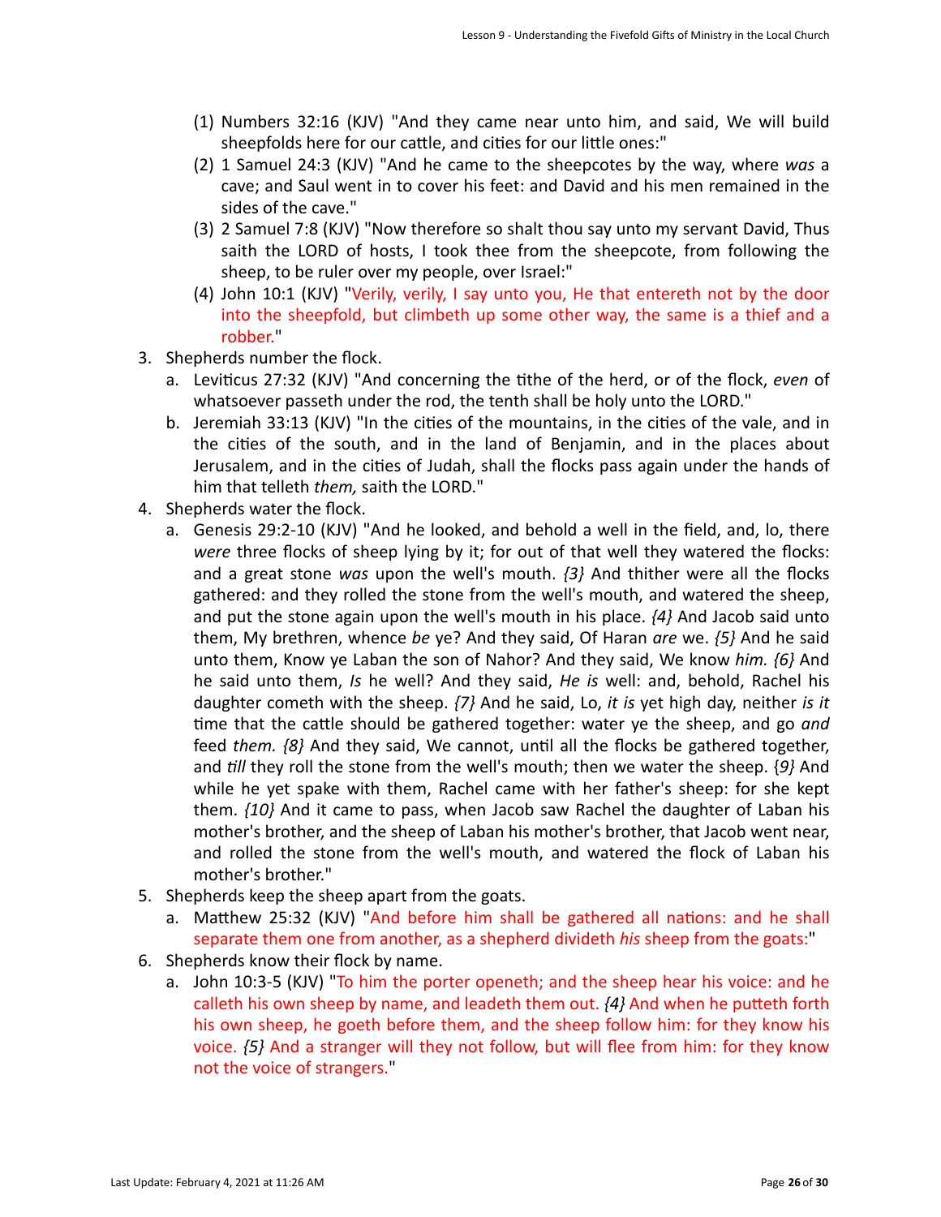(1) Numbers 32:16 (KJV) "And they came near unto him, and said, We will build sheepfolds here for our cattle, and cities for our little ones:"

(2) 1 Samuel 24:3 (KJV) "And he came to the sheepcotes by the way, where *was* a cave; and Saul went in to cover his feet: and David and his men remained in the sides of the cave."

(3) 2 Samuel 7:8 (KJV) "Now therefore so shalt thou say unto my servant David, Thus saith the LORD of hosts, I took thee from the sheepcote, from following the sheep, to be ruler over my people, over Israel:"

(4) John 10:1 (KJV) "Verily, verily, I say unto you, He that entereth not by the door into the sheepfold, but climbeth up some other way, the same is a thief and a robber."

3. Shepherds number the flock.
   a. Leviticus 27:32 (KJV) "And concerning the tithe of the herd, or of the flock, *even* of whatsoever passeth under the rod, the tenth shall be holy unto the LORD."
   b. Jeremiah 33:13 (KJV) "In the cities of the mountains, in the cities of the vale, and in the cities of the south, and in the land of Benjamin, and in the places about Jerusalem, and in the cities of Judah, shall the flocks pass again under the hands of him that telleth *them,* saith the LORD."
4. Shepherds water the flock.
   a. Genesis 29:2-10 (KJV) "And he looked, and behold a well in the field, and, lo, there *were* three flocks of sheep lying by it; for out of that well they watered the flocks: and a great stone *was* upon the well's mouth. *{3}* And thither were all the flocks gathered: and they rolled the stone from the well's mouth, and watered the sheep, and put the stone again upon the well's mouth in his place. *{4}* And Jacob said unto them, My brethren, whence *be* ye? And they said, Of Haran *are* we. *{5}* And he said unto them, Know ye Laban the son of Nahor? And they said, We know *him. {6}* And he said unto them, *Is* he well? And they said, *He is* well: and, behold, Rachel his daughter cometh with the sheep. *{7}* And he said, Lo, *it is* yet high day, neither *is it* time that the cattle should be gathered together: water ye the sheep, and go *and* feed *them. {8}* And they said, We cannot, until all the flocks be gathered together, and *till* they roll the stone from the well's mouth; then we water the sheep. *{9}* And while he yet spake with them, Rachel came with her father's sheep: for she kept them. *{10}* And it came to pass, when Jacob saw Rachel the daughter of Laban his mother's brother, and the sheep of Laban his mother's brother, that Jacob went near, and rolled the stone from the well's mouth, and watered the flock of Laban his mother's brother."
5. Shepherds keep the sheep apart from the goats.
   a. Matthew 25:32 (KJV) "And before him shall be gathered all nations: and he shall separate them one from another, as a shepherd divideth *his* sheep from the goats:"
6. Shepherds know their flock by name.
   a. John 10:3-5 (KJV) "To him the porter openeth; and the sheep hear his voice: and he calleth his own sheep by name, and leadeth them out. *{4}* And when he putteth forth his own sheep, he goeth before them, and the sheep follow him: for they know his voice. *{5}* And a stranger will they not follow, but will flee from him: for they know not the voice of strangers."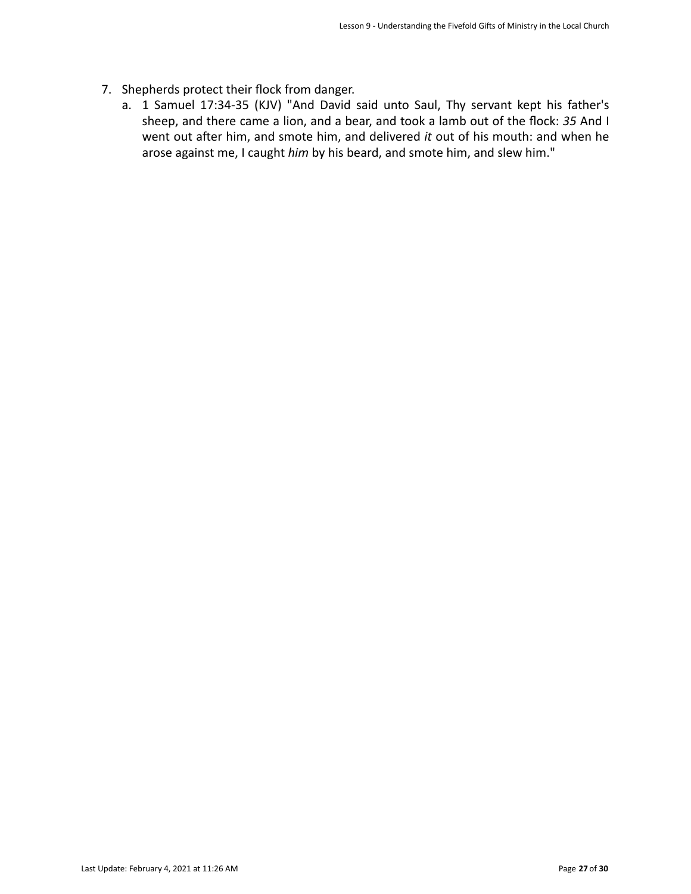7. Shepherds protect their flock from danger.
    a. 1 Samuel 17:34-35 (KJV) "And David said unto Saul, Thy servant kept his father's sheep, and there came a lion, and a bear, and took a lamb out of the flock: *35* And I went out after him, and smote him, and delivered *it* out of his mouth: and when he arose against me, I caught *him* by his beard, and smote him, and slew him."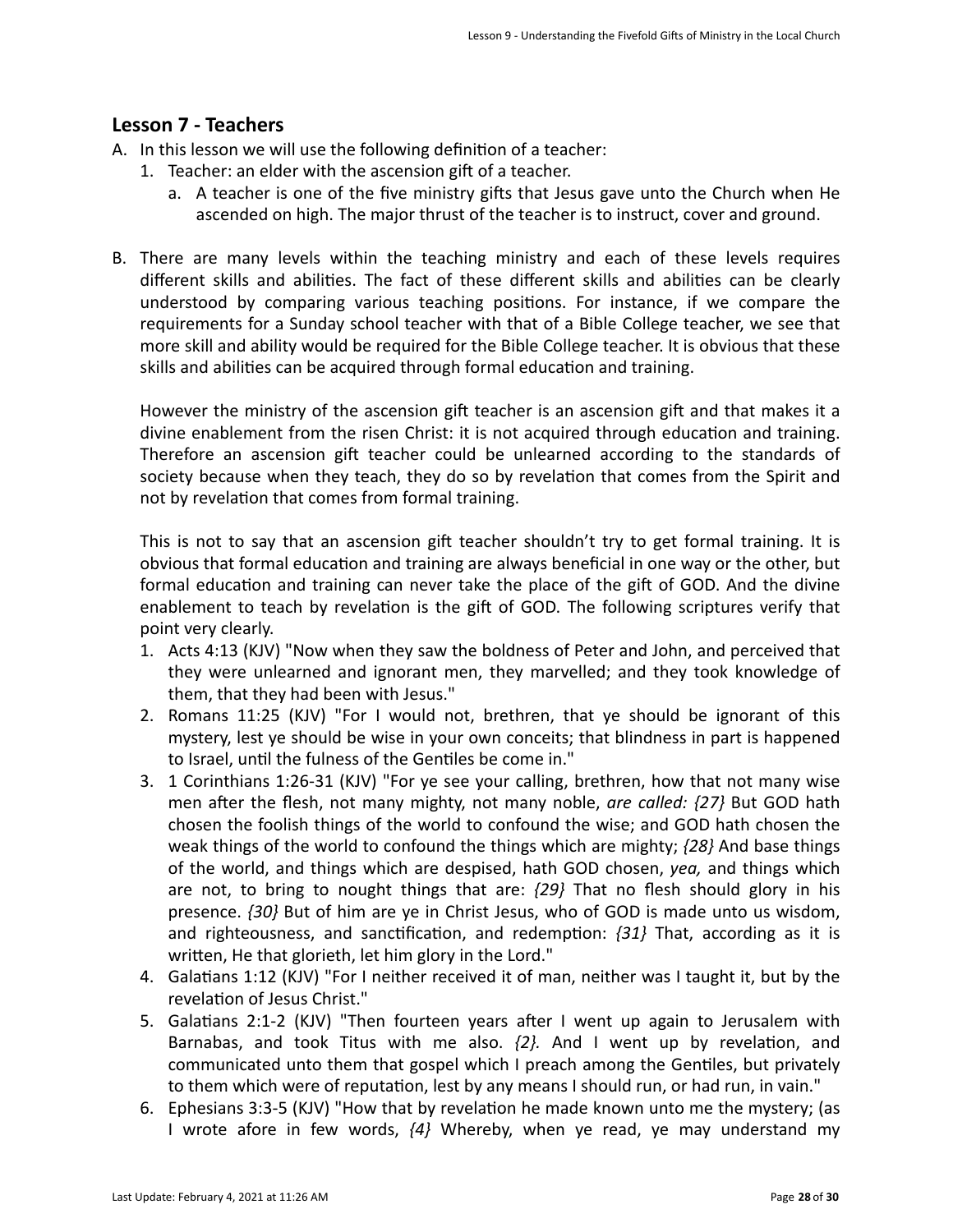## Lesson 7 - Teachers

A. In this lesson we will use the following definition of a teacher:

1. Teacher: an elder with the ascension gift of a teacher.
    a. A teacher is one of the five ministry gifts that Jesus gave unto the Church when He ascended on high. The major thrust of the teacher is to instruct, cover and ground.

B. There are many levels within the teaching ministry and each of these levels requires different skills and abilities. The fact of these different skills and abilities can be clearly understood by comparing various teaching positions. For instance, if we compare the requirements for a Sunday school teacher with that of a Bible College teacher, we see that more skill and ability would be required for the Bible College teacher. It is obvious that these skills and abilities can be acquired through formal education and training.

However the ministry of the ascension gift teacher is an ascension gift and that makes it a divine enablement from the risen Christ: it is not acquired through education and training. Therefore an ascension gift teacher could be unlearned according to the standards of society because when they teach, they do so by revelation that comes from the Spirit and not by revelation that comes from formal training.

This is not to say that an ascension gift teacher shouldn't try to get formal training. It is obvious that formal education and training are always beneficial in one way or the other, but formal education and training can never take the place of the gift of GOD. And the divine enablement to teach by revelation is the gift of GOD. The following scriptures verify that point very clearly.

1. Acts 4:13 (KJV) "Now when they saw the boldness of Peter and John, and perceived that they were unlearned and ignorant men, they marvelled; and they took knowledge of them, that they had been with Jesus."
2. Romans 11:25 (KJV) "For I would not, brethren, that ye should be ignorant of this mystery, lest ye should be wise in your own conceits; that blindness in part is happened to Israel, until the fulness of the Gentiles be come in."
3. 1 Corinthians 1:26-31 (KJV) "For ye see your calling, brethren, how that not many wise men after the flesh, not many mighty, not many noble, *are called: {27}* But GOD hath chosen the foolish things of the world to confound the wise; and GOD hath chosen the weak things of the world to confound the things which are mighty; *{28}* And base things of the world, and things which are despised, hath GOD chosen, *yea,* and things which are not, to bring to nought things that are: *{29}* That no flesh should glory in his presence. *{30}* But of him are ye in Christ Jesus, who of GOD is made unto us wisdom, and righteousness, and sanctification, and redemption: *{31}* That, according as it is written, He that glorieth, let him glory in the Lord."
4. Galatians 1:12 (KJV) "For I neither received it of man, neither was I taught it, but by the revelation of Jesus Christ."
5. Galatians 2:1-2 (KJV) "Then fourteen years after I went up again to Jerusalem with Barnabas, and took Titus with me also. *{2}.* And I went up by revelation, and communicated unto them that gospel which I preach among the Gentiles, but privately to them which were of reputation, lest by any means I should run, or had run, in vain."
6. Ephesians 3:3-5 (KJV) "How that by revelation he made known unto me the mystery; (as I wrote afore in few words, *{4}* Whereby, when ye read, ye may understand my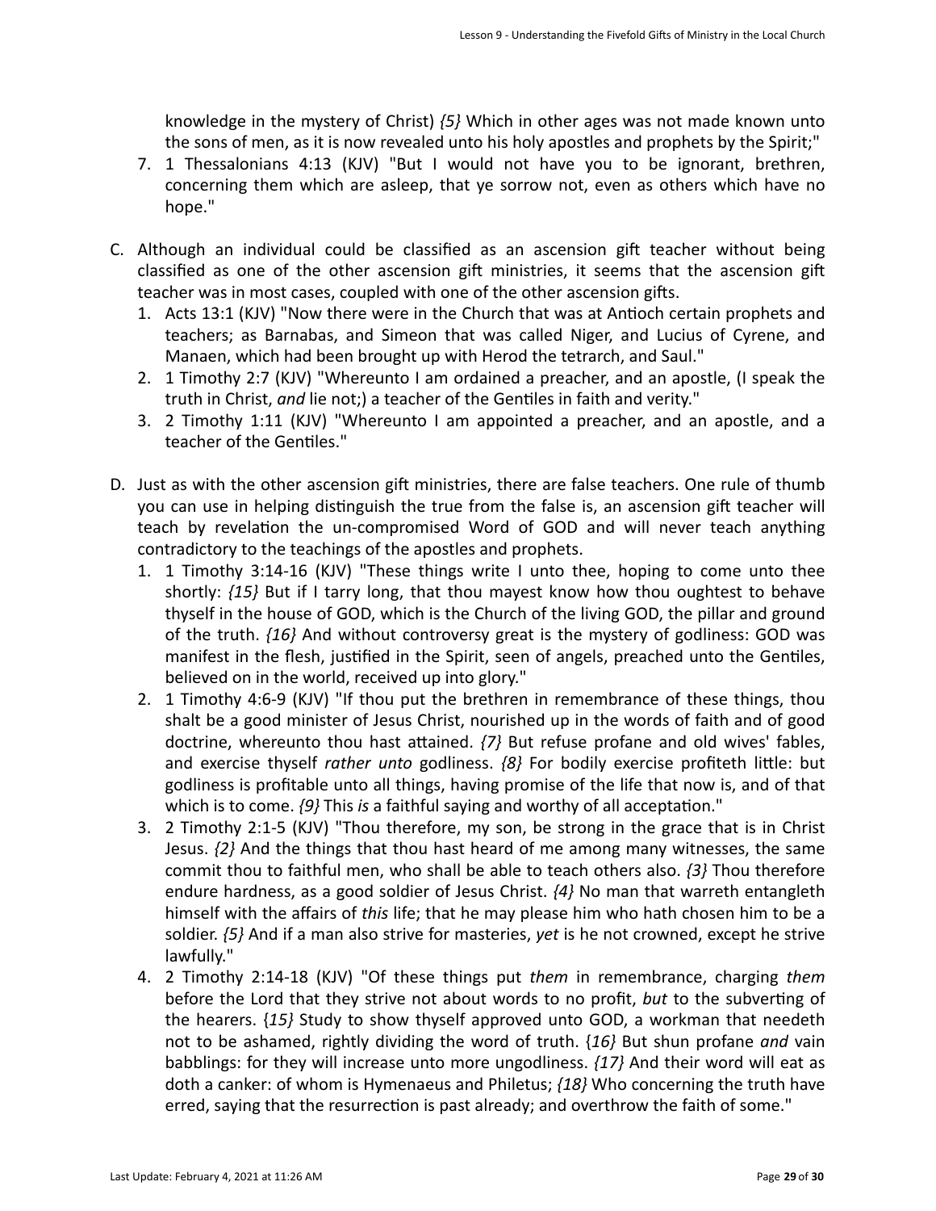knowledge in the mystery of Christ) *{5}* Which in other ages was not made known unto the sons of men, as it is now revealed unto his holy apostles and prophets by the Spirit;"

7. 1 Thessalonians 4:13 (KJV) "But I would not have you to be ignorant, brethren, concerning them which are asleep, that ye sorrow not, even as others which have no hope."

C. Although an individual could be classified as an ascension gift teacher without being classified as one of the other ascension gift ministries, it seems that the ascension gift teacher was in most cases, coupled with one of the other ascension gifts.

1. Acts 13:1 (KJV) "Now there were in the Church that was at Antioch certain prophets and teachers; as Barnabas, and Simeon that was called Niger, and Lucius of Cyrene, and Manaen, which had been brought up with Herod the tetrarch, and Saul."
2. 1 Timothy 2:7 (KJV) "Whereunto I am ordained a preacher, and an apostle, (I speak the truth in Christ, *and* lie not;) a teacher of the Gentiles in faith and verity."
3. 2 Timothy 1:11 (KJV) "Whereunto I am appointed a preacher, and an apostle, and a teacher of the Gentiles."

D. Just as with the other ascension gift ministries, there are false teachers. One rule of thumb you can use in helping distinguish the true from the false is, an ascension gift teacher will teach by revelation the un-compromised Word of GOD and will never teach anything contradictory to the teachings of the apostles and prophets.

1. 1 Timothy 3:14-16 (KJV) "These things write I unto thee, hoping to come unto thee shortly: *{15}* But if I tarry long, that thou mayest know how thou oughtest to behave thyself in the house of GOD, which is the Church of the living GOD, the pillar and ground of the truth. *{16}* And without controversy great is the mystery of godliness: GOD was manifest in the flesh, justified in the Spirit, seen of angels, preached unto the Gentiles, believed on in the world, received up into glory."
2. 1 Timothy 4:6-9 (KJV) "If thou put the brethren in remembrance of these things, thou shalt be a good minister of Jesus Christ, nourished up in the words of faith and of good doctrine, whereunto thou hast attained. *{7}* But refuse profane and old wives' fables, and exercise thyself *rather unto* godliness. *{8}* For bodily exercise profiteth little: but godliness is profitable unto all things, having promise of the life that now is, and of that which is to come. *{9}* This *is* a faithful saying and worthy of all acceptation."
3. 2 Timothy 2:1-5 (KJV) "Thou therefore, my son, be strong in the grace that is in Christ Jesus. *{2}* And the things that thou hast heard of me among many witnesses, the same commit thou to faithful men, who shall be able to teach others also. *{3}* Thou therefore endure hardness, as a good soldier of Jesus Christ. *{4}* No man that warreth entangleth himself with the affairs of *this* life; that he may please him who hath chosen him to be a soldier. *{5}* And if a man also strive for masteries, *yet* is he not crowned, except he strive lawfully."
4. 2 Timothy 2:14-18 (KJV) "Of these things put *them* in remembrance, charging *them* before the Lord that they strive not about words to no profit, *but* to the subverting of the hearers. {*15*} Study to show thyself approved unto GOD, a workman that needeth not to be ashamed, rightly dividing the word of truth. {*16*} But shun profane *and* vain babblings: for they will increase unto more ungodliness. *{17}* And their word will eat as doth a canker: of whom is Hymenaeus and Philetus; *{18}* Who concerning the truth have erred, saying that the resurrection is past already; and overthrow the faith of some."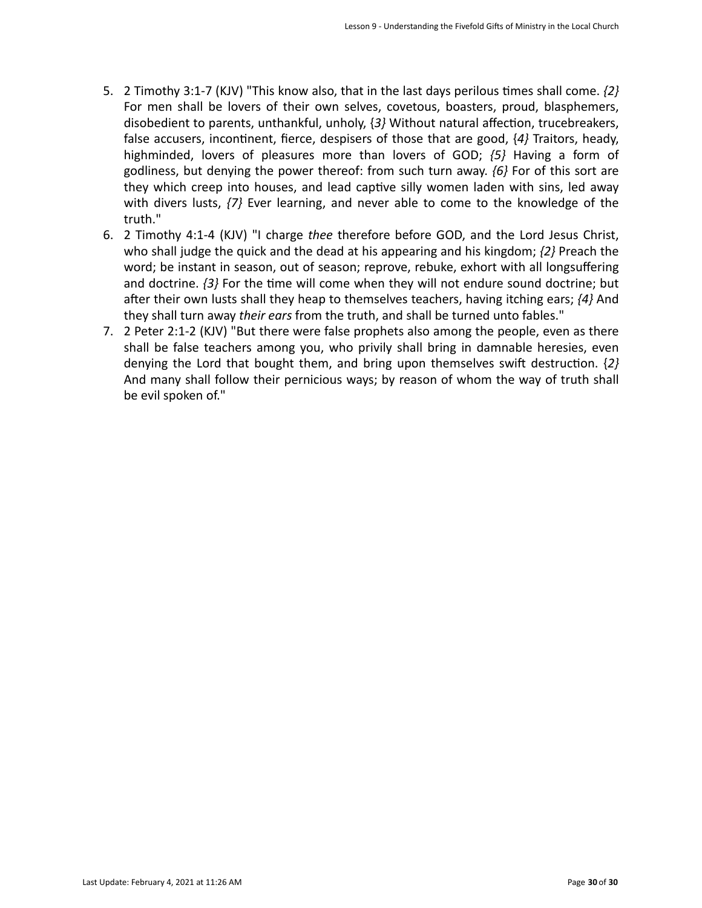5. 2 Timothy 3:1-7 (KJV) "This know also, that in the last days perilous times shall come. *{2}* For men shall be lovers of their own selves, covetous, boasters, proud, blasphemers, disobedient to parents, unthankful, unholy, {*3}* Without natural affection, trucebreakers, false accusers, incontinent, fierce, despisers of those that are good, {*4}* Traitors, heady, highminded, lovers of pleasures more than lovers of GOD; *{5}* Having a form of godliness, but denying the power thereof: from such turn away. *{6}* For of this sort are they which creep into houses, and lead captive silly women laden with sins, led away with divers lusts, *{7}* Ever learning, and never able to come to the knowledge of the truth."
6. 2 Timothy 4:1-4 (KJV) "I charge *thee* therefore before GOD, and the Lord Jesus Christ, who shall judge the quick and the dead at his appearing and his kingdom; *{2}* Preach the word; be instant in season, out of season; reprove, rebuke, exhort with all longsuffering and doctrine. *{3}* For the time will come when they will not endure sound doctrine; but after their own lusts shall they heap to themselves teachers, having itching ears; *{4}* And they shall turn away *their ears* from the truth, and shall be turned unto fables."
7. 2 Peter 2:1-2 (KJV) "But there were false prophets also among the people, even as there shall be false teachers among you, who privily shall bring in damnable heresies, even denying the Lord that bought them, and bring upon themselves swift destruction. {*2}* And many shall follow their pernicious ways; by reason of whom the way of truth shall be evil spoken of."